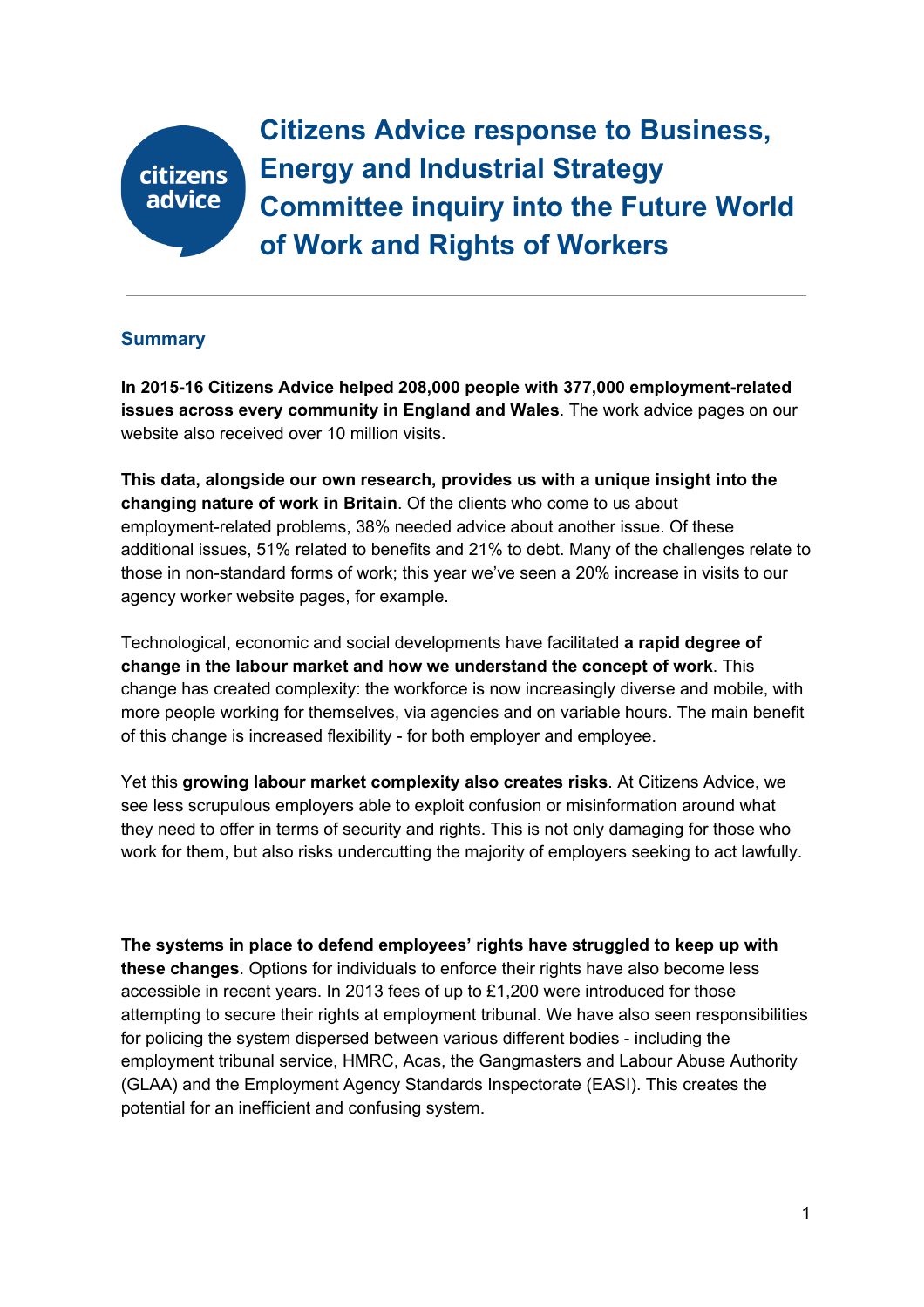# Citizens Advice response to Business, Energy and Industrial Strategy Committee inquiry into the Future World of Work and Rights of Workers

## Summary

**In 2015-16 Citizens Advice helped 208,000 people with 377,000 employment-related issues across every community in England and Wales**. The work advice pages on our website also received over 10 million visits.

**This data, alongside our own research, provides us with a unique insight into the changing nature of work in Britain**. Of the clients who come to us about employment-related problems, 38% needed advice about another issue. Of these additional issues, 51% related to benefits and 21% to debt. Many of the challenges relate to those in non-standard forms of work; this year we've seen a 20% increase in visits to our agency worker website pages, for example.

Technological, economic and social developments have facilitated **a rapid degree of change in the labour market and how we understand the concept of work**. This change has created complexity: the workforce is now increasingly diverse and mobile, with more people working for themselves, via agencies and on variable hours. The main benefit of this change is increased flexibility - for both employer and employee.

Yet this **growing labour market complexity also creates risks**. At Citizens Advice, we see less scrupulous employers able to exploit confusion or misinformation around what they need to offer in terms of security and rights. This is not only damaging for those who work for them, but also risks undercutting the majority of employers seeking to act lawfully.

**The systems in place to defend employees' rights have struggled to keep up with these changes**. Options for individuals to enforce their rights have also become less accessible in recent years. In 2013 fees of up to £1,200 were introduced for those attempting to secure their rights at employment tribunal. We have also seen responsibilities for policing the system dispersed between various different bodies - including the employment tribunal service, HMRC, Acas, the Gangmasters and Labour Abuse Authority (GLAA) and the Employment Agency Standards Inspectorate (EASI). This creates the potential for an inefficient and confusing system.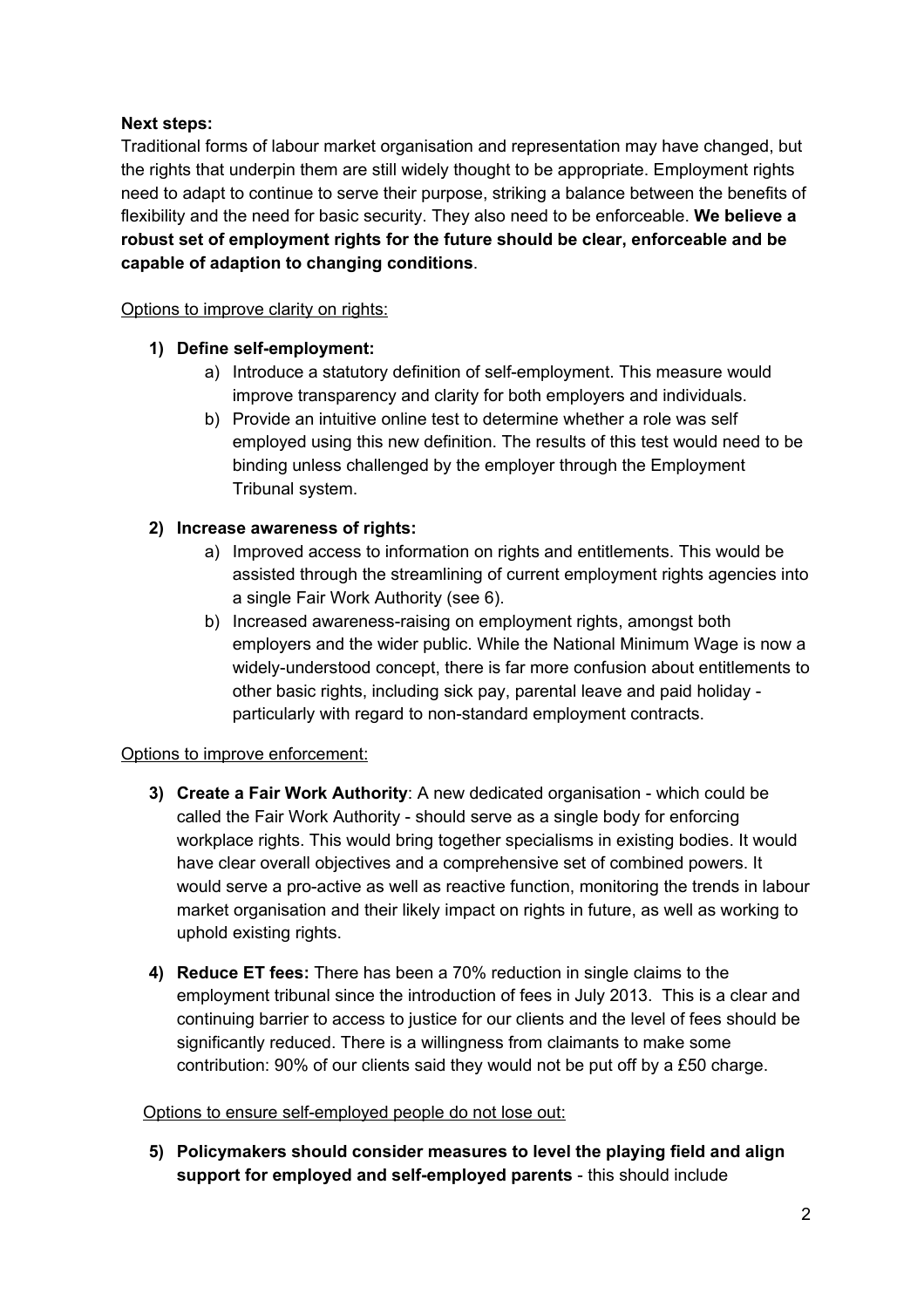**Next steps:**

Traditional forms of labour market organisation and representation may have changed, but the rights that underpin them are still widely thought to be appropriate. Employment rights need to adapt to continue to serve their purpose, striking a balance between the benefits of flexibility and the need for basic security. They also need to be enforceable. **We believe a robust set of employment rights for the future should be clear, enforceable and be capable of adaption to changing conditions**.

Options to improve clarity on rights:

1) **Define self-employment:**
    a) Introduce a statutory definition of self-employment. This measure would improve transparency and clarity for both employers and individuals.
    b) Provide an intuitive online test to determine whether a role was self employed using this new definition. The results of this test would need to be binding unless challenged by the employer through the Employment Tribunal system.

2) **Increase awareness of rights:**
    a) Improved access to information on rights and entitlements. This would be assisted through the streamlining of current employment rights agencies into a single Fair Work Authority (see 6).
    b) Increased awareness-raising on employment rights, amongst both employers and the wider public. While the National Minimum Wage is now a widely-understood concept, there is far more confusion about entitlements to other basic rights, including sick pay, parental leave and paid holiday - particularly with regard to non-standard employment contracts.

Options to improve enforcement:

3) **Create a Fair Work Authority**: A new dedicated organisation - which could be called the Fair Work Authority - should serve as a single body for enforcing workplace rights. This would bring together specialisms in existing bodies. It would have clear overall objectives and a comprehensive set of combined powers. It would serve a pro-active as well as reactive function, monitoring the trends in labour market organisation and their likely impact on rights in future, as well as working to uphold existing rights.

4) **Reduce ET fees:** There has been a 70% reduction in single claims to the employment tribunal since the introduction of fees in July 2013. This is a clear and continuing barrier to access to justice for our clients and the level of fees should be significantly reduced. There is a willingness from claimants to make some contribution: 90% of our clients said they would not be put off by a £50 charge.

Options to ensure self-employed people do not lose out:

5) **Policymakers should consider measures to level the playing field and align support for employed and self-employed parents** - this should include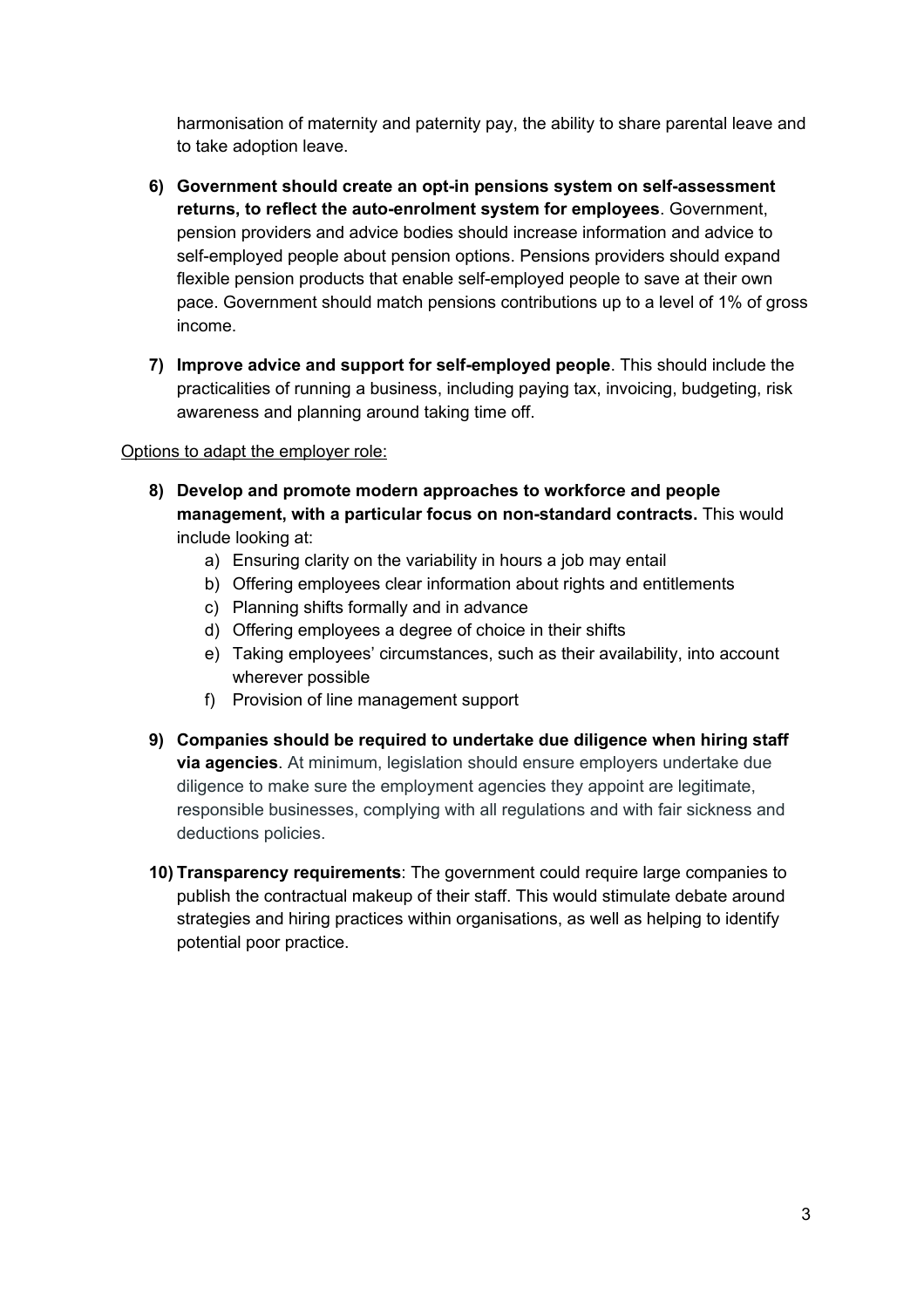harmonisation of maternity and paternity pay, the ability to share parental leave and to take adoption leave.

6) **Government should create an opt-in pensions system on self-assessment returns, to reflect the auto-enrolment system for employees**. Government, pension providers and advice bodies should increase information and advice to self-employed people about pension options. Pensions providers should expand flexible pension products that enable self-employed people to save at their own pace. Government should match pensions contributions up to a level of 1% of gross income.

7) **Improve advice and support for self-employed people**. This should include the practicalities of running a business, including paying tax, invoicing, budgeting, risk awareness and planning around taking time off.

<u>Options to adapt the employer role:</u>

8) **Develop and promote modern approaches to workforce and people management, with a particular focus on non-standard contracts.** This would include looking at:
    a) Ensuring clarity on the variability in hours a job may entail
    b) Offering employees clear information about rights and entitlements
    c) Planning shifts formally and in advance
    d) Offering employees a degree of choice in their shifts
    e) Taking employees' circumstances, such as their availability, into account wherever possible
    f) Provision of line management support

9) **Companies should be required to undertake due diligence when hiring staff via agencies**. At minimum, legislation should ensure employers undertake due diligence to make sure the employment agencies they appoint are legitimate, responsible businesses, complying with all regulations and with fair sickness and deductions policies.

10) **Transparency requirements**: The government could require large companies to publish the contractual makeup of their staff. This would stimulate debate around strategies and hiring practices within organisations, as well as helping to identify potential poor practice.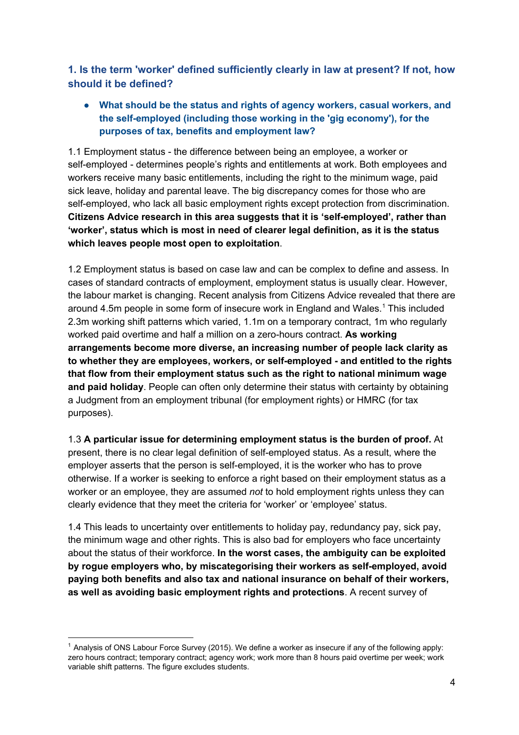### 1. Is the term 'worker' defined sufficiently clearly in law at present? If not, how should it be defined?

- **What should be the status and rights of agency workers, casual workers, and the self-employed (including those working in the 'gig economy'), for the purposes of tax, benefits and employment law?**

1.1 Employment status - the difference between being an employee, a worker or self-employed - determines people's rights and entitlements at work. Both employees and workers receive many basic entitlements, including the right to the minimum wage, paid sick leave, holiday and parental leave. The big discrepancy comes for those who are self-employed, who lack all basic employment rights except protection from discrimination. **Citizens Advice research in this area suggests that it is 'self-employed', rather than 'worker', status which is most in need of clearer legal definition, as it is the status which leaves people most open to exploitation**.

1.2 Employment status is based on case law and can be complex to define and assess. In cases of standard contracts of employment, employment status is usually clear. However, the labour market is changing. Recent analysis from Citizens Advice revealed that there are around 4.5m people in some form of insecure work in England and Wales.[1] This included 2.3m working shift patterns which varied, 1.1m on a temporary contract, 1m who regularly worked paid overtime and half a million on a zero-hours contract. **As working arrangements become more diverse, an increasing number of people lack clarity as to whether they are employees, workers, or self-employed - and entitled to the rights that flow from their employment status such as the right to national minimum wage and paid holiday**. People can often only determine their status with certainty by obtaining a Judgment from an employment tribunal (for employment rights) or HMRC (for tax purposes).

1.3 **A particular issue for determining employment status is the burden of proof.** At present, there is no clear legal definition of self-employed status. As a result, where the employer asserts that the person is self-employed, it is the worker who has to prove otherwise. If a worker is seeking to enforce a right based on their employment status as a worker or an employee, they are assumed *not* to hold employment rights unless they can clearly evidence that they meet the criteria for 'worker' or 'employee' status.

1.4 This leads to uncertainty over entitlements to holiday pay, redundancy pay, sick pay, the minimum wage and other rights. This is also bad for employers who face uncertainty about the status of their workforce. **In the worst cases, the ambiguity can be exploited by rogue employers who, by miscategorising their workers as self-employed, avoid paying both benefits and also tax and national insurance on behalf of their workers, as well as avoiding basic employment rights and protections**. A recent survey of

---

[1] Analysis of ONS Labour Force Survey (2015). We define a worker as insecure if any of the following apply: zero hours contract; temporary contract; agency work; work more than 8 hours paid overtime per week; work variable shift patterns. The figure excludes students.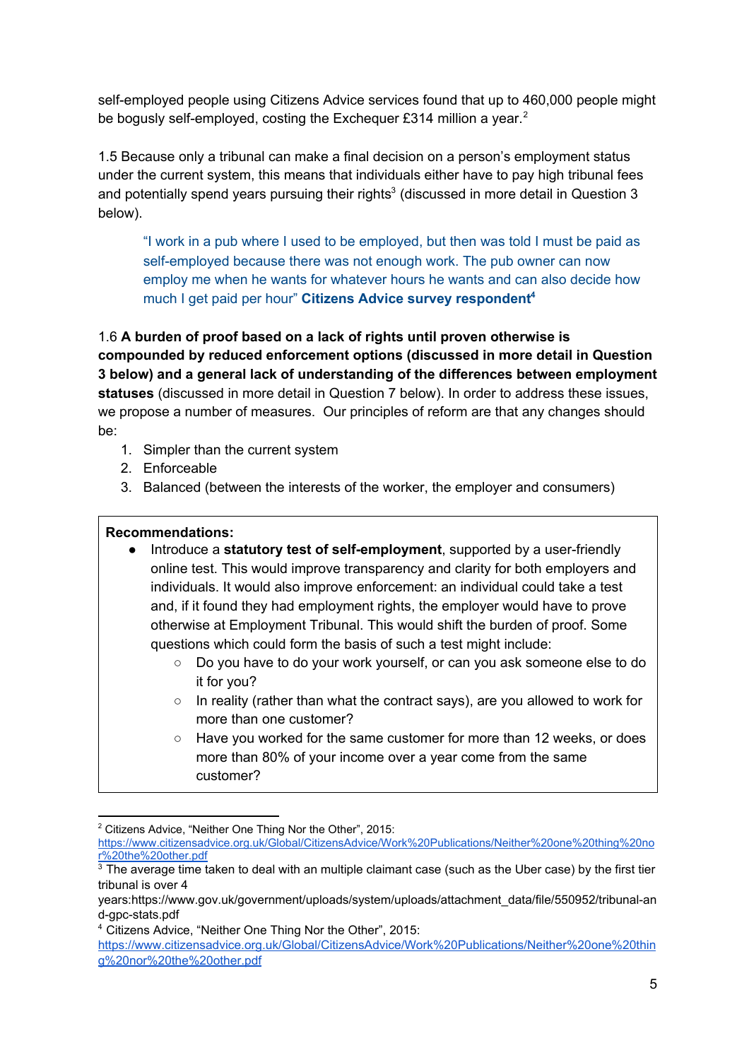self-employed people using Citizens Advice services found that up to 460,000 people might be bogusly self-employed, costing the Exchequer £314 million a year.[2]

1.5 Because only a tribunal can make a final decision on a person's employment status under the current system, this means that individuals either have to pay high tribunal fees and potentially spend years pursuing their rights[3] (discussed in more detail in Question 3 below).

> "I work in a pub where I used to be employed, but then was told I must be paid as self-employed because there was not enough work. The pub owner can now employ me when he wants for whatever hours he wants and can also decide how much I get paid per hour" **Citizens Advice survey respondent**[4]

1.6 **A burden of proof based on a lack of rights until proven otherwise is compounded by reduced enforcement options (discussed in more detail in Question 3 below) and a general lack of understanding of the differences between employment statuses** (discussed in more detail in Question 7 below). In order to address these issues, we propose a number of measures. Our principles of reform are that any changes should be:

1. Simpler than the current system
2. Enforceable
3. Balanced (between the interests of the worker, the employer and consumers)

**Recommendations:**

- Introduce a **statutory test of self-employment**, supported by a user-friendly online test. This would improve transparency and clarity for both employers and individuals. It would also improve enforcement: an individual could take a test and, if it found they had employment rights, the employer would have to prove otherwise at Employment Tribunal. This would shift the burden of proof. Some questions which could form the basis of such a test might include:
  - Do you have to do your work yourself, or can you ask someone else to do it for you?
  - In reality (rather than what the contract says), are you allowed to work for more than one customer?
  - Have you worked for the same customer for more than 12 weeks, or does more than 80% of your income over a year come from the same customer?

---

[2] Citizens Advice, "Neither One Thing Nor the Other", 2015: https://www.citizensadvice.org.uk/Global/CitizensAdvice/Work%20Publications/Neither%20one%20thing%20nor%20the%20other.pdf

[3] The average time taken to deal with an multiple claimant case (such as the Uber case) by the first tier tribunal is over 4 years:https://www.gov.uk/government/uploads/system/uploads/attachment_data/file/550952/tribunal-and-gpc-stats.pdf

[4] Citizens Advice, "Neither One Thing Nor the Other", 2015: https://www.citizensadvice.org.uk/Global/CitizensAdvice/Work%20Publications/Neither%20one%20thing%20nor%20the%20other.pdf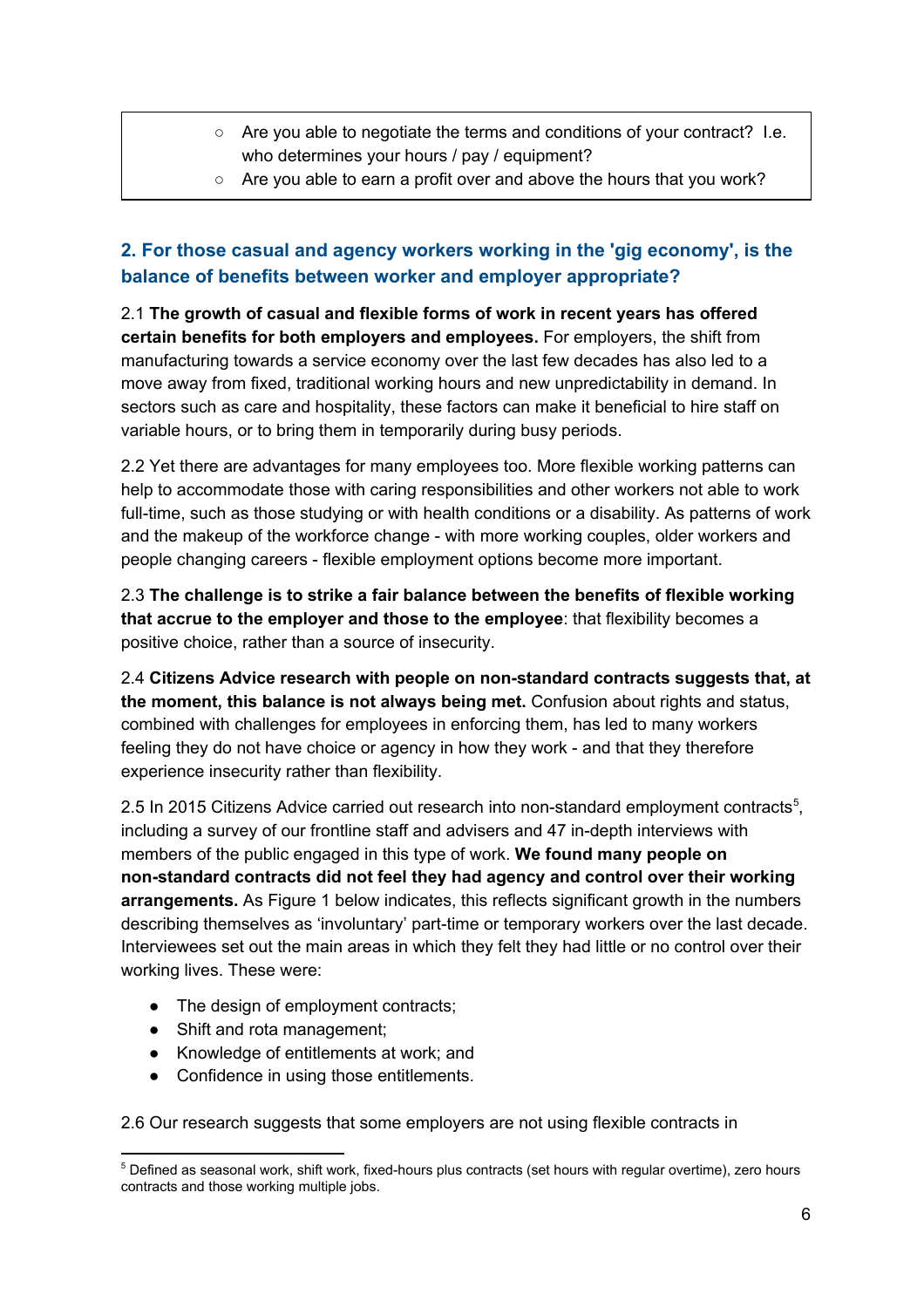- Are you able to negotiate the terms and conditions of your contract? I.e. who determines your hours / pay / equipment?
- Are you able to earn a profit over and above the hours that you work?

## 2. For those casual and agency workers working in the 'gig economy', is the balance of benefits between worker and employer appropriate?

2.1 **The growth of casual and flexible forms of work in recent years has offered certain benefits for both employers and employees.** For employers, the shift from manufacturing towards a service economy over the last few decades has also led to a move away from fixed, traditional working hours and new unpredictability in demand. In sectors such as care and hospitality, these factors can make it beneficial to hire staff on variable hours, or to bring them in temporarily during busy periods.

2.2 Yet there are advantages for many employees too. More flexible working patterns can help to accommodate those with caring responsibilities and other workers not able to work full-time, such as those studying or with health conditions or a disability. As patterns of work and the makeup of the workforce change - with more working couples, older workers and people changing careers - flexible employment options become more important.

2.3 **The challenge is to strike a fair balance between the benefits of flexible working that accrue to the employer and those to the employee**: that flexibility becomes a positive choice, rather than a source of insecurity.

2.4 **Citizens Advice research with people on non-standard contracts suggests that, at the moment, this balance is not always being met.** Confusion about rights and status, combined with challenges for employees in enforcing them, has led to many workers feeling they do not have choice or agency in how they work - and that they therefore experience insecurity rather than flexibility.

2.5 In 2015 Citizens Advice carried out research into non-standard employment contracts[5], including a survey of our frontline staff and advisers and 47 in-depth interviews with members of the public engaged in this type of work. **We found many people on non-standard contracts did not feel they had agency and control over their working arrangements.** As Figure 1 below indicates, this reflects significant growth in the numbers describing themselves as 'involuntary' part-time or temporary workers over the last decade. Interviewees set out the main areas in which they felt they had little or no control over their working lives. These were:

- The design of employment contracts;
- Shift and rota management;
- Knowledge of entitlements at work; and
- Confidence in using those entitlements.

2.6 Our research suggests that some employers are not using flexible contracts in

[5] Defined as seasonal work, shift work, fixed-hours plus contracts (set hours with regular overtime), zero hours contracts and those working multiple jobs.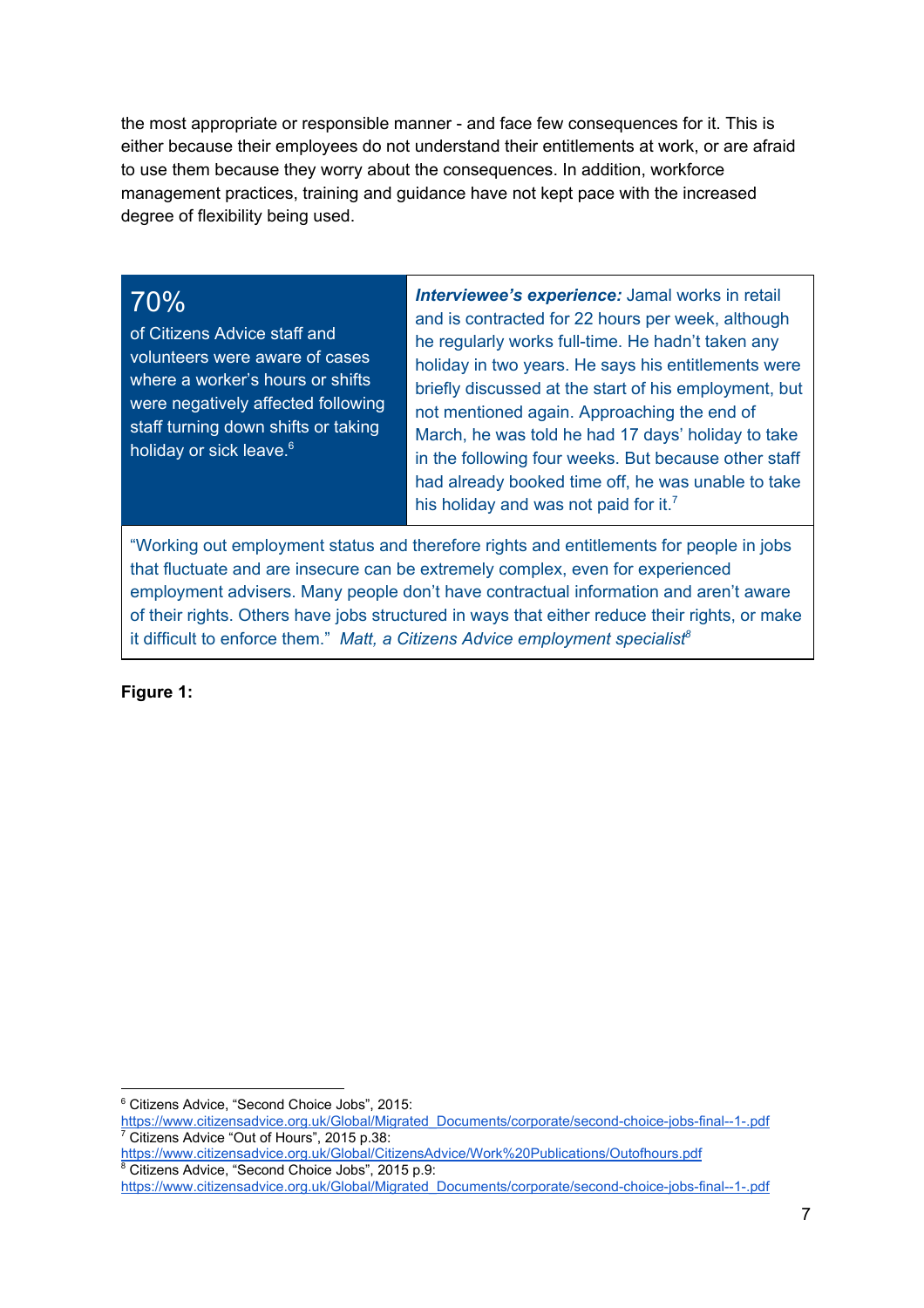the most appropriate or responsible manner - and face few consequences for it. This is either because their employees do not understand their entitlements at work, or are afraid to use them because they worry about the consequences. In addition, workforce management practices, training and guidance have not kept pace with the increased degree of flexibility being used.

| **70%** of Citizens Advice staff and volunteers were aware of cases where a worker's hours or shifts were negatively affected following staff turning down shifts or taking holiday or sick leave.[6] | ***Interviewee's experience:*** Jamal works in retail and is contracted for 22 hours per week, although he regularly works full-time. He hadn't taken any holiday in two years. He says his entitlements were briefly discussed at the start of his employment, but not mentioned again. Approaching the end of March, he was told he had 17 days' holiday to take in the following four weeks. But because other staff had already booked time off, he was unable to take his holiday and was not paid for it.[7] |
|---|---|

> "Working out employment status and therefore rights and entitlements for people in jobs that fluctuate and are insecure can be extremely complex, even for experienced employment advisers. Many people don't have contractual information and aren't aware of their rights. Others have jobs structured in ways that either reduce their rights, or make it difficult to enforce them." *Matt, a Citizens Advice employment specialist*[8]

**Figure 1:**

---

[6] Citizens Advice, "Second Choice Jobs", 2015: https://www.citizensadvice.org.uk/Global/Migrated_Documents/corporate/second-choice-jobs-final--1-.pdf

[7] Citizens Advice "Out of Hours", 2015 p.38: https://www.citizensadvice.org.uk/Global/CitizensAdvice/Work%20Publications/Outofhours.pdf

[8] Citizens Advice, "Second Choice Jobs", 2015 p.9: https://www.citizensadvice.org.uk/Global/Migrated_Documents/corporate/second-choice-jobs-final--1-.pdf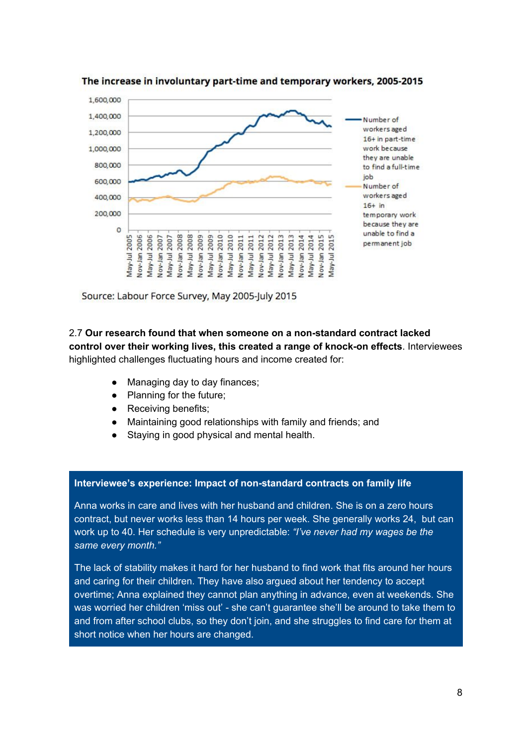**The increase in involuntary part-time and temporary workers, 2005-2015**

Source: Labour Force Survey, May 2005-July 2015

2.7 **Our research found that when someone on a non-standard contract lacked control over their working lives, this created a range of knock-on effects**. Interviewees highlighted challenges fluctuating hours and income created for:

- Managing day to day finances;
- Planning for the future;
- Receiving benefits;
- Maintaining good relationships with family and friends; and
- Staying in good physical and mental health.

**Interviewee's experience: Impact of non-standard contracts on family life**

Anna works in care and lives with her husband and children. She is on a zero hours contract, but never works less than 14 hours per week. She generally works 24, but can work up to 40. Her schedule is very unpredictable: *"I've never had my wages be the same every month."*

The lack of stability makes it hard for her husband to find work that fits around her hours and caring for their children. They have also argued about her tendency to accept overtime; Anna explained they cannot plan anything in advance, even at weekends. She was worried her children 'miss out' - she can't guarantee she'll be around to take them to and from after school clubs, so they don't join, and she struggles to find care for them at short notice when her hours are changed.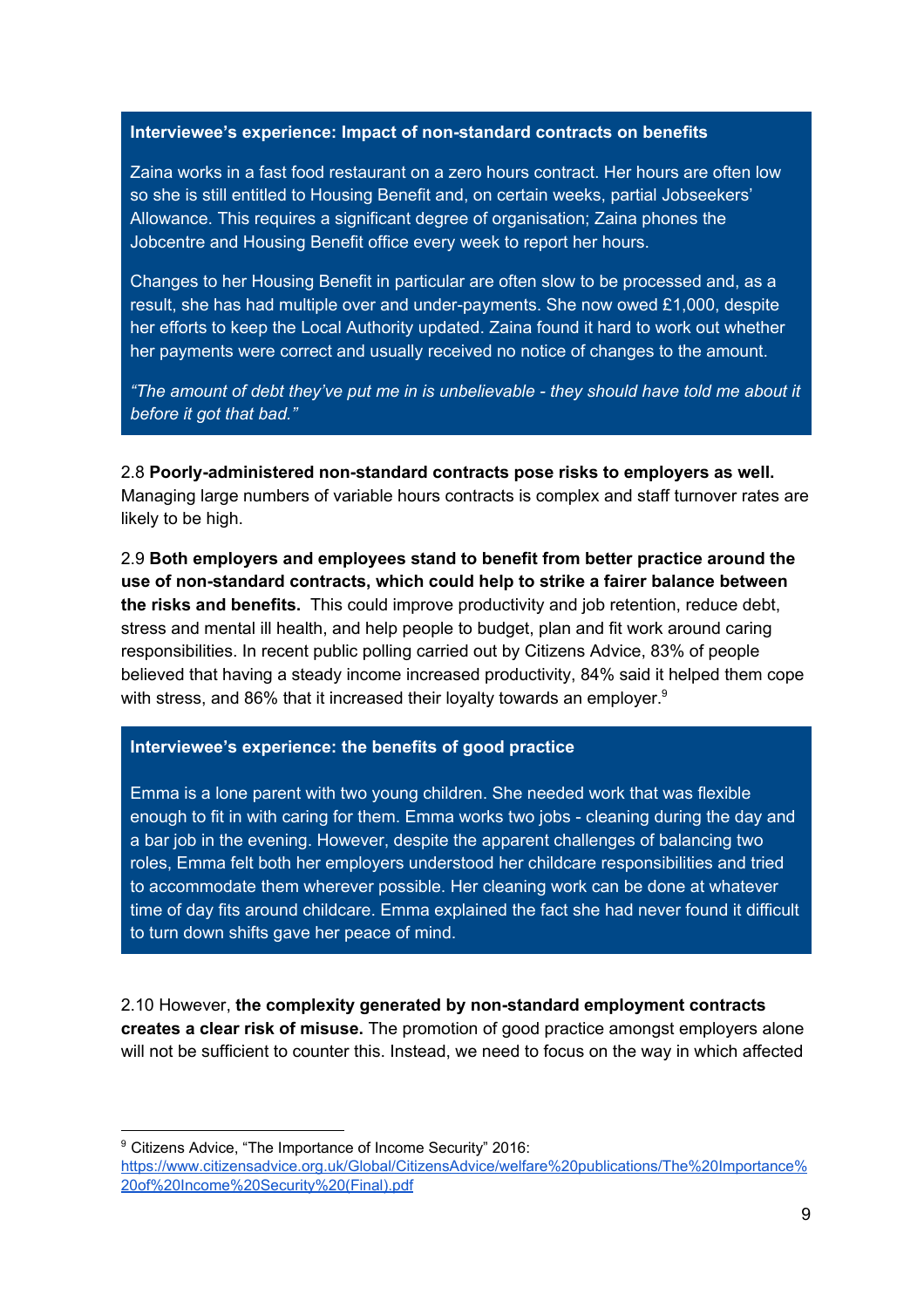**Interviewee's experience: Impact of non-standard contracts on benefits**

Zaina works in a fast food restaurant on a zero hours contract. Her hours are often low so she is still entitled to Housing Benefit and, on certain weeks, partial Jobseekers' Allowance. This requires a significant degree of organisation; Zaina phones the Jobcentre and Housing Benefit office every week to report her hours.

Changes to her Housing Benefit in particular are often slow to be processed and, as a result, she has had multiple over and under-payments. She now owed £1,000, despite her efforts to keep the Local Authority updated. Zaina found it hard to work out whether her payments were correct and usually received no notice of changes to the amount.

*"The amount of debt they've put me in is unbelievable - they should have told me about it before it got that bad."*

2.8 **Poorly-administered non-standard contracts pose risks to employers as well.** Managing large numbers of variable hours contracts is complex and staff turnover rates are likely to be high.

2.9 **Both employers and employees stand to benefit from better practice around the use of non-standard contracts, which could help to strike a fairer balance between the risks and benefits.** This could improve productivity and job retention, reduce debt, stress and mental ill health, and help people to budget, plan and fit work around caring responsibilities. In recent public polling carried out by Citizens Advice, 83% of people believed that having a steady income increased productivity, 84% said it helped them cope with stress, and 86% that it increased their loyalty towards an employer.[9]

**Interviewee's experience: the benefits of good practice**

Emma is a lone parent with two young children. She needed work that was flexible enough to fit in with caring for them. Emma works two jobs - cleaning during the day and a bar job in the evening. However, despite the apparent challenges of balancing two roles, Emma felt both her employers understood her childcare responsibilities and tried to accommodate them wherever possible. Her cleaning work can be done at whatever time of day fits around childcare. Emma explained the fact she had never found it difficult to turn down shifts gave her peace of mind.

2.10 However, **the complexity generated by non-standard employment contracts creates a clear risk of misuse.** The promotion of good practice amongst employers alone will not be sufficient to counter this. Instead, we need to focus on the way in which affected

[9] Citizens Advice, "The Importance of Income Security" 2016: https://www.citizensadvice.org.uk/Global/CitizensAdvice/welfare%20publications/The%20Importance%20of%20Income%20Security%20(Final).pdf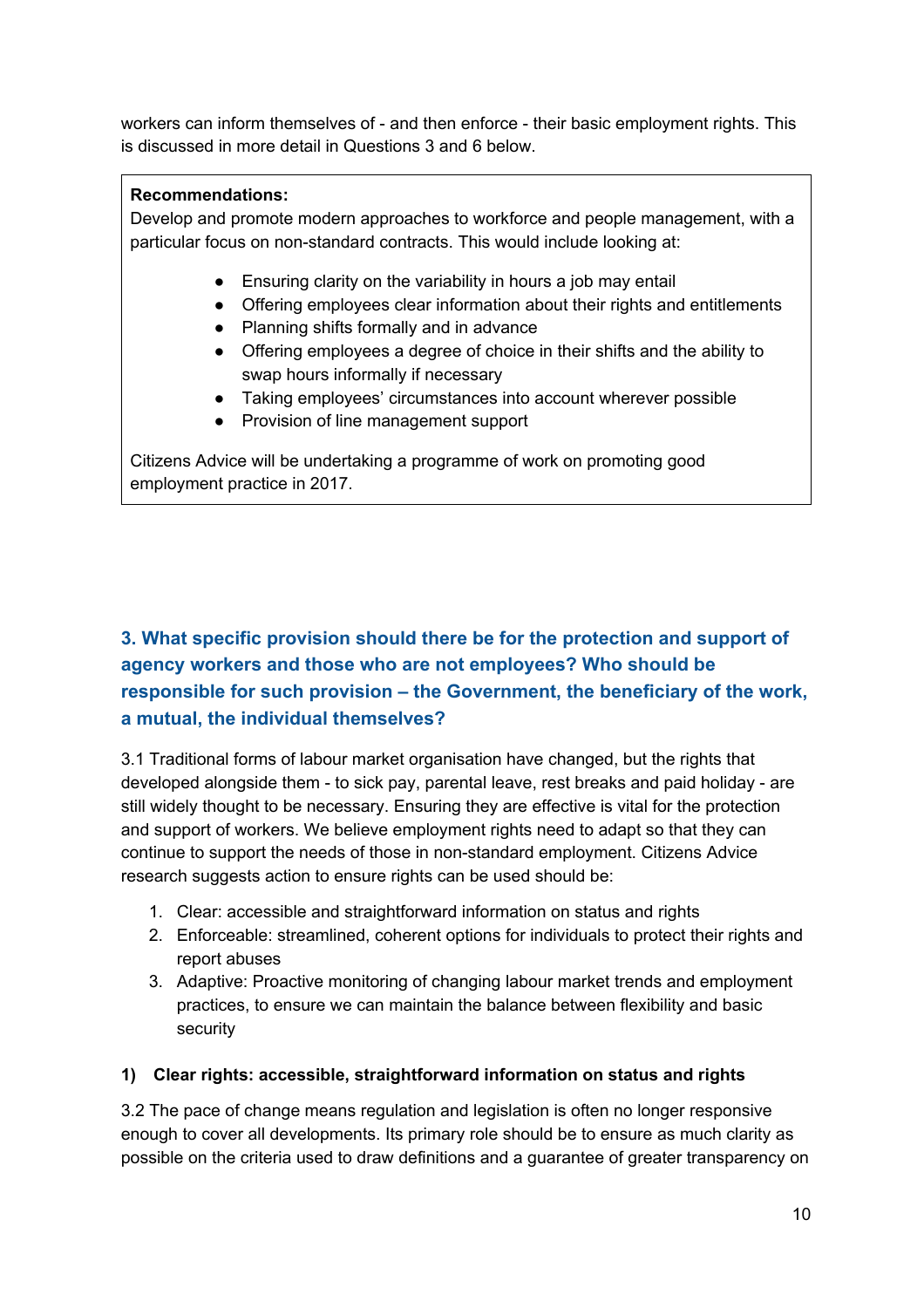workers can inform themselves of - and then enforce - their basic employment rights. This is discussed in more detail in Questions 3 and 6 below.

> **Recommendations:**
> Develop and promote modern approaches to workforce and people management, with a particular focus on non-standard contracts. This would include looking at:
>
> - Ensuring clarity on the variability in hours a job may entail
> - Offering employees clear information about their rights and entitlements
> - Planning shifts formally and in advance
> - Offering employees a degree of choice in their shifts and the ability to swap hours informally if necessary
> - Taking employees' circumstances into account wherever possible
> - Provision of line management support
>
> Citizens Advice will be undertaking a programme of work on promoting good employment practice in 2017.

## 3. What specific provision should there be for the protection and support of agency workers and those who are not employees? Who should be responsible for such provision – the Government, the beneficiary of the work, a mutual, the individual themselves?

3.1 Traditional forms of labour market organisation have changed, but the rights that developed alongside them - to sick pay, parental leave, rest breaks and paid holiday - are still widely thought to be necessary. Ensuring they are effective is vital for the protection and support of workers. We believe employment rights need to adapt so that they can continue to support the needs of those in non-standard employment. Citizens Advice research suggests action to ensure rights can be used should be:

1. Clear: accessible and straightforward information on status and rights
2. Enforceable: streamlined, coherent options for individuals to protect their rights and report abuses
3. Adaptive: Proactive monitoring of changing labour market trends and employment practices, to ensure we can maintain the balance between flexibility and basic security

### 1) Clear rights: accessible, straightforward information on status and rights

3.2 The pace of change means regulation and legislation is often no longer responsive enough to cover all developments. Its primary role should be to ensure as much clarity as possible on the criteria used to draw definitions and a guarantee of greater transparency on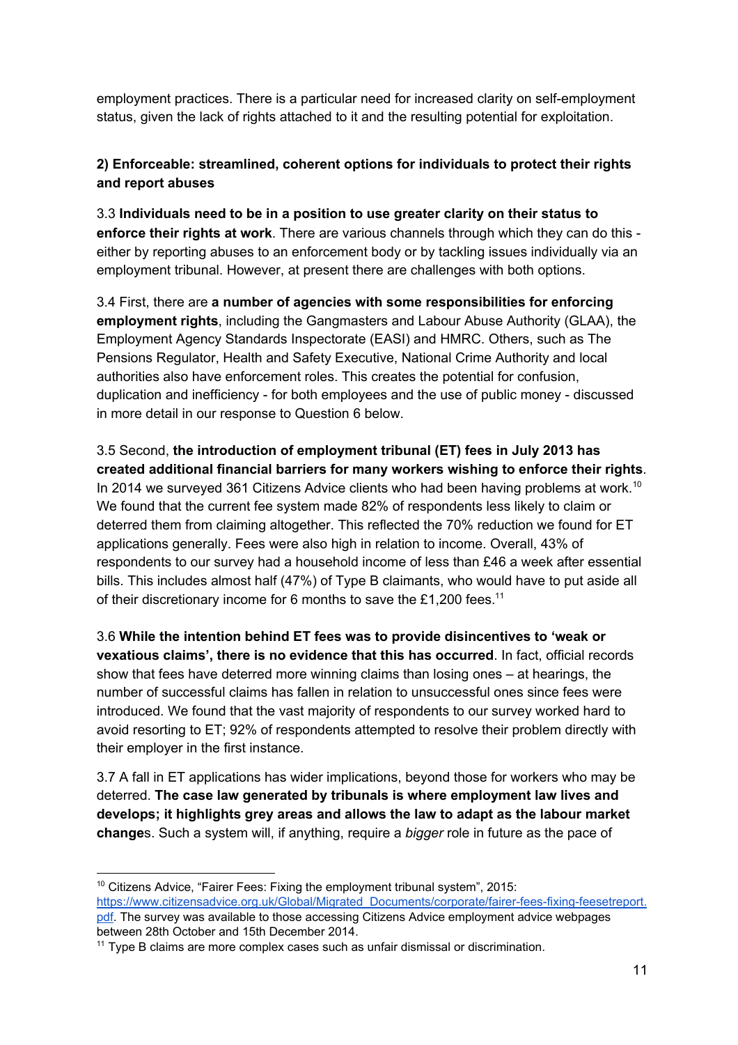employment practices. There is a particular need for increased clarity on self-employment status, given the lack of rights attached to it and the resulting potential for exploitation.

**2) Enforceable: streamlined, coherent options for individuals to protect their rights and report abuses**

3.3 **Individuals need to be in a position to use greater clarity on their status to enforce their rights at work**. There are various channels through which they can do this - either by reporting abuses to an enforcement body or by tackling issues individually via an employment tribunal. However, at present there are challenges with both options.

3.4 First, there are **a number of agencies with some responsibilities for enforcing employment rights**, including the Gangmasters and Labour Abuse Authority (GLAA), the Employment Agency Standards Inspectorate (EASI) and HMRC. Others, such as The Pensions Regulator, Health and Safety Executive, National Crime Authority and local authorities also have enforcement roles. This creates the potential for confusion, duplication and inefficiency - for both employees and the use of public money - discussed in more detail in our response to Question 6 below.

3.5 Second, **the introduction of employment tribunal (ET) fees in July 2013 has created additional financial barriers for many workers wishing to enforce their rights**. In 2014 we surveyed 361 Citizens Advice clients who had been having problems at work.[10] We found that the current fee system made 82% of respondents less likely to claim or deterred them from claiming altogether. This reflected the 70% reduction we found for ET applications generally. Fees were also high in relation to income. Overall, 43% of respondents to our survey had a household income of less than £46 a week after essential bills. This includes almost half (47%) of Type B claimants, who would have to put aside all of their discretionary income for 6 months to save the £1,200 fees.[11]

3.6 **While the intention behind ET fees was to provide disincentives to 'weak or vexatious claims', there is no evidence that this has occurred**. In fact, official records show that fees have deterred more winning claims than losing ones – at hearings, the number of successful claims has fallen in relation to unsuccessful ones since fees were introduced. We found that the vast majority of respondents to our survey worked hard to avoid resorting to ET; 92% of respondents attempted to resolve their problem directly with their employer in the first instance.

3.7 A fall in ET applications has wider implications, beyond those for workers who may be deterred. **The case law generated by tribunals is where employment law lives and develops; it highlights grey areas and allows the law to adapt as the labour market change**s. Such a system will, if anything, require a *bigger* role in future as the pace of

---

[10] Citizens Advice, "Fairer Fees: Fixing the employment tribunal system", 2015: https://www.citizensadvice.org.uk/Global/Migrated_Documents/corporate/fairer-fees-fixing-feesetreport.pdf. The survey was available to those accessing Citizens Advice employment advice webpages between 28th October and 15th December 2014.

[11] Type B claims are more complex cases such as unfair dismissal or discrimination.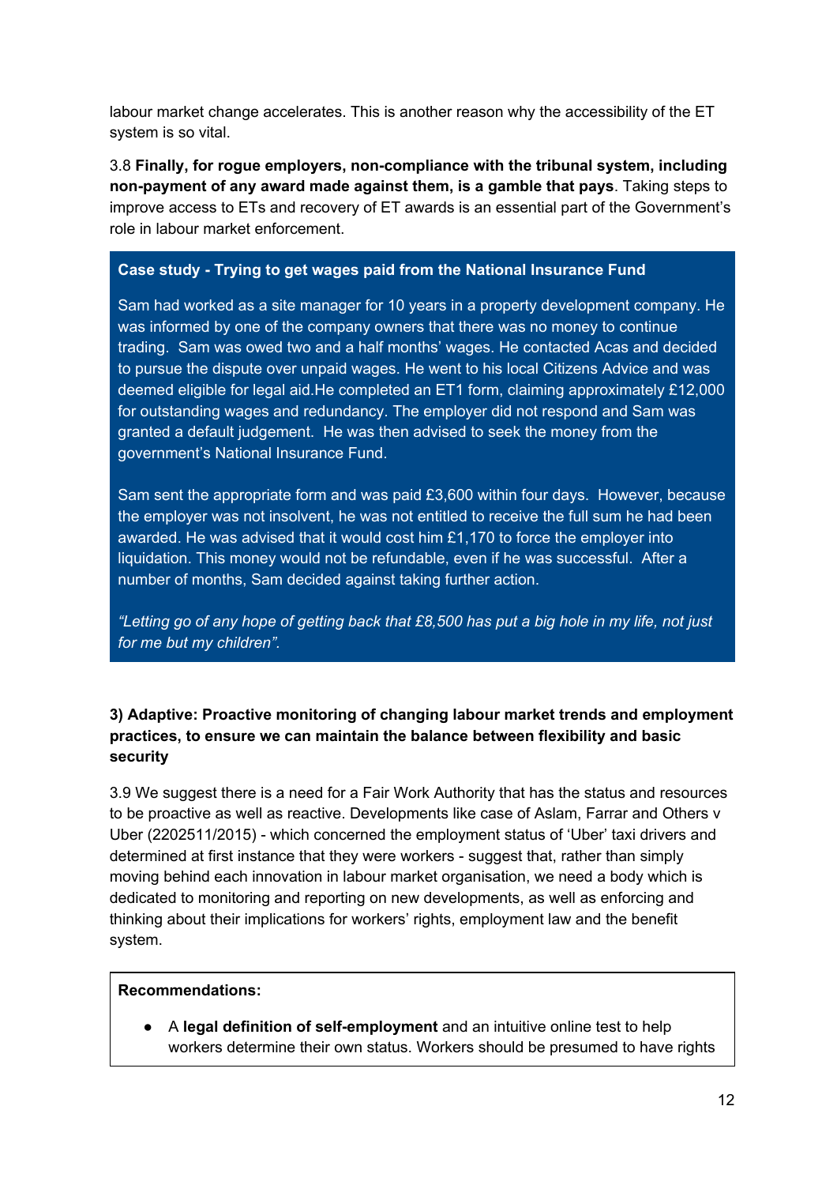labour market change accelerates. This is another reason why the accessibility of the ET system is so vital.

3.8 **Finally, for rogue employers, non-compliance with the tribunal system, including non-payment of any award made against them, is a gamble that pays**. Taking steps to improve access to ETs and recovery of ET awards is an essential part of the Government's role in labour market enforcement.

> **Case study - Trying to get wages paid from the National Insurance Fund**
>
> Sam had worked as a site manager for 10 years in a property development company. He was informed by one of the company owners that there was no money to continue trading. Sam was owed two and a half months' wages. He contacted Acas and decided to pursue the dispute over unpaid wages. He went to his local Citizens Advice and was deemed eligible for legal aid.He completed an ET1 form, claiming approximately £12,000 for outstanding wages and redundancy. The employer did not respond and Sam was granted a default judgement. He was then advised to seek the money from the government's National Insurance Fund.
>
> Sam sent the appropriate form and was paid £3,600 within four days. However, because the employer was not insolvent, he was not entitled to receive the full sum he had been awarded. He was advised that it would cost him £1,170 to force the employer into liquidation. This money would not be refundable, even if he was successful. After a number of months, Sam decided against taking further action.
>
> *"Letting go of any hope of getting back that £8,500 has put a big hole in my life, not just for me but my children".*

### 3) Adaptive: Proactive monitoring of changing labour market trends and employment practices, to ensure we can maintain the balance between flexibility and basic security

3.9 We suggest there is a need for a Fair Work Authority that has the status and resources to be proactive as well as reactive. Developments like case of Aslam, Farrar and Others v Uber (2202511/2015) - which concerned the employment status of 'Uber' taxi drivers and determined at first instance that they were workers - suggest that, rather than simply moving behind each innovation in labour market organisation, we need a body which is dedicated to monitoring and reporting on new developments, as well as enforcing and thinking about their implications for workers' rights, employment law and the benefit system.

**Recommendations:**

- A **legal definition of self-employment** and an intuitive online test to help workers determine their own status. Workers should be presumed to have rights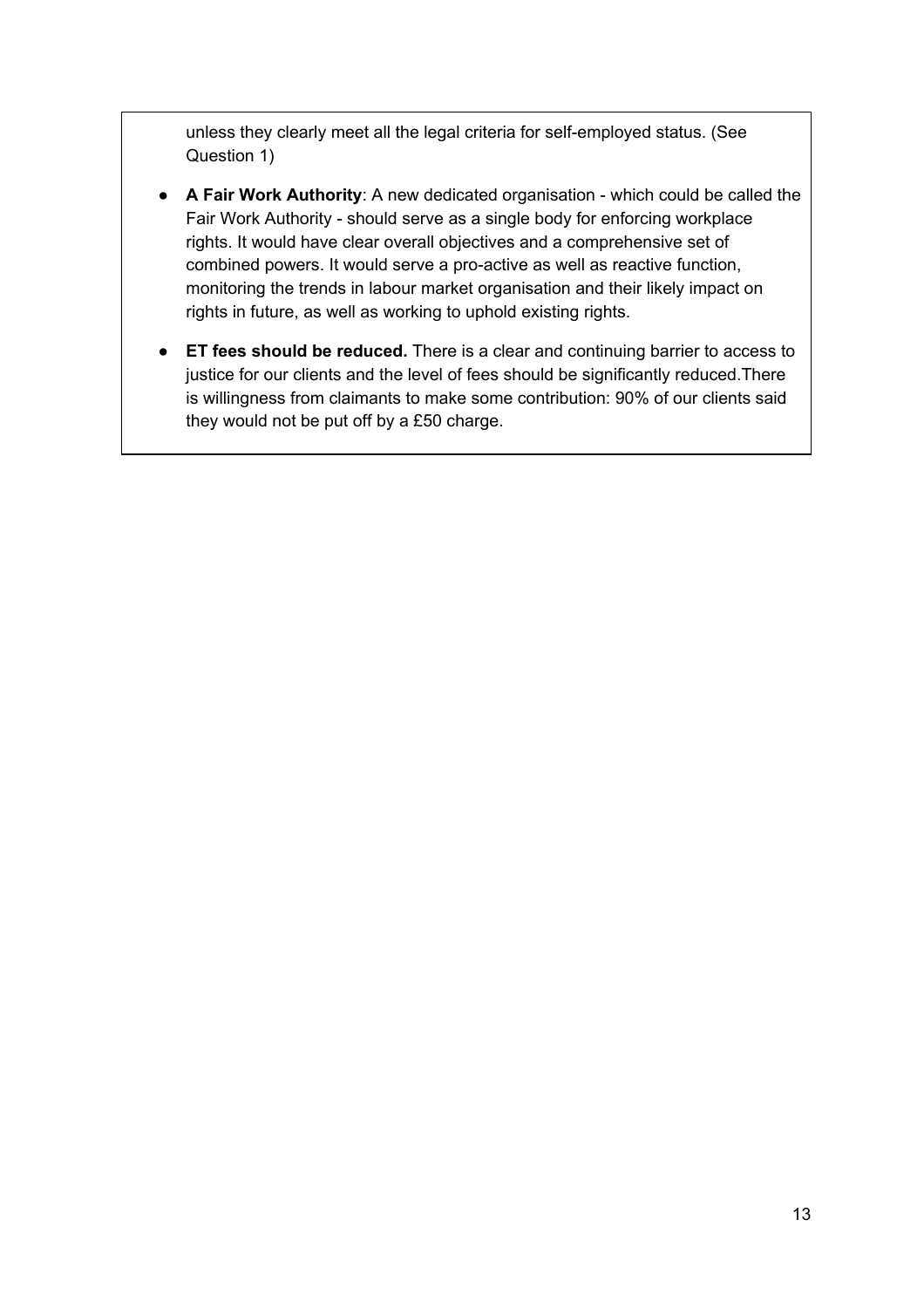unless they clearly meet all the legal criteria for self-employed status. (See Question 1)

- **A Fair Work Authority**: A new dedicated organisation - which could be called the Fair Work Authority - should serve as a single body for enforcing workplace rights. It would have clear overall objectives and a comprehensive set of combined powers. It would serve a pro-active as well as reactive function, monitoring the trends in labour market organisation and their likely impact on rights in future, as well as working to uphold existing rights.
- **ET fees should be reduced.** There is a clear and continuing barrier to access to justice for our clients and the level of fees should be significantly reduced.There is willingness from claimants to make some contribution: 90% of our clients said they would not be put off by a £50 charge.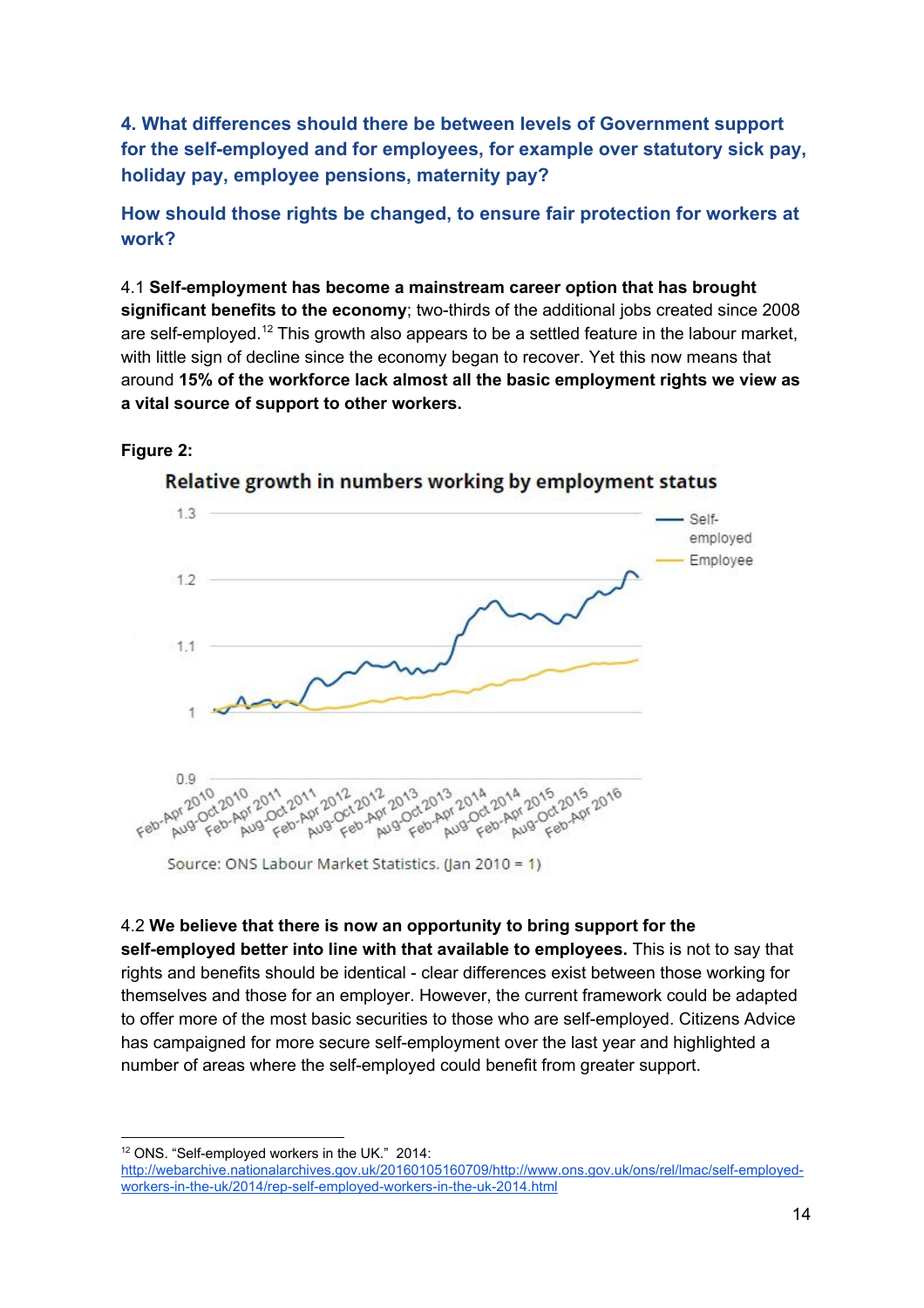## 4. What differences should there be between levels of Government support for the self-employed and for employees, for example over statutory sick pay, holiday pay, employee pensions, maternity pay?

## How should those rights be changed, to ensure fair protection for workers at work?

4.1 **Self-employment has become a mainstream career option that has brought significant benefits to the economy**; two-thirds of the additional jobs created since 2008 are self-employed.[12] This growth also appears to be a settled feature in the labour market, with little sign of decline since the economy began to recover. Yet this now means that around **15% of the workforce lack almost all the basic employment rights we view as a vital source of support to other workers.**

**Figure 2:**

Relative growth in numbers working by employment status

Source: ONS Labour Market Statistics. (Jan 2010 = 1)

4.2 **We believe that there is now an opportunity to bring support for the self-employed better into line with that available to employees.** This is not to say that rights and benefits should be identical - clear differences exist between those working for themselves and those for an employer. However, the current framework could be adapted to offer more of the most basic securities to those who are self-employed. Citizens Advice has campaigned for more secure self-employment over the last year and highlighted a number of areas where the self-employed could benefit from greater support.

---

[12] ONS. "Self-employed workers in the UK." 2014: http://webarchive.nationalarchives.gov.uk/20160105160709/http://www.ons.gov.uk/ons/rel/lmac/self-employed-workers-in-the-uk/2014/rep-self-employed-workers-in-the-uk-2014.html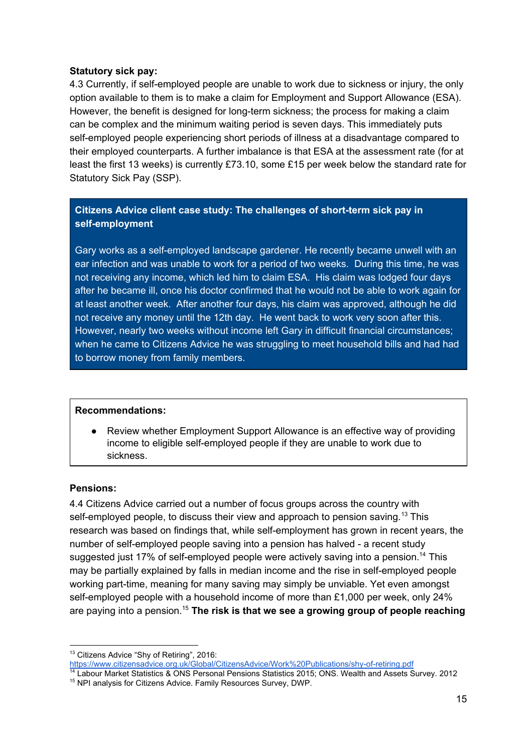**Statutory sick pay:**

4.3 Currently, if self-employed people are unable to work due to sickness or injury, the only option available to them is to make a claim for Employment and Support Allowance (ESA). However, the benefit is designed for long-term sickness; the process for making a claim can be complex and the minimum waiting period is seven days. This immediately puts self-employed people experiencing short periods of illness at a disadvantage compared to their employed counterparts. A further imbalance is that ESA at the assessment rate (for at least the first 13 weeks) is currently £73.10, some £15 per week below the standard rate for Statutory Sick Pay (SSP).

**Citizens Advice client case study: The challenges of short-term sick pay in self-employment**

Gary works as a self-employed landscape gardener. He recently became unwell with an ear infection and was unable to work for a period of two weeks. During this time, he was not receiving any income, which led him to claim ESA. His claim was lodged four days after he became ill, once his doctor confirmed that he would not be able to work again for at least another week. After another four days, his claim was approved, although he did not receive any money until the 12th day. He went back to work very soon after this. However, nearly two weeks without income left Gary in difficult financial circumstances; when he came to Citizens Advice he was struggling to meet household bills and had had to borrow money from family members.

**Recommendations:**

- Review whether Employment Support Allowance is an effective way of providing income to eligible self-employed people if they are unable to work due to sickness.

**Pensions:**

4.4 Citizens Advice carried out a number of focus groups across the country with self-employed people, to discuss their view and approach to pension saving.[13] This research was based on findings that, while self-employment has grown in recent years, the number of self-employed people saving into a pension has halved - a recent study suggested just 17% of self-employed people were actively saving into a pension.[14] This may be partially explained by falls in median income and the rise in self-employed people working part-time, meaning for many saving may simply be unviable. Yet even amongst self-employed people with a household income of more than £1,000 per week, only 24% are paying into a pension.[15] **The risk is that we see a growing group of people reaching**

[13] Citizens Advice "Shy of Retiring", 2016: https://www.citizensadvice.org.uk/Global/CitizensAdvice/Work%20Publications/shy-of-retiring.pdf

[14] Labour Market Statistics & ONS Personal Pensions Statistics 2015; ONS. Wealth and Assets Survey. 2012

[15] NPI analysis for Citizens Advice. Family Resources Survey, DWP.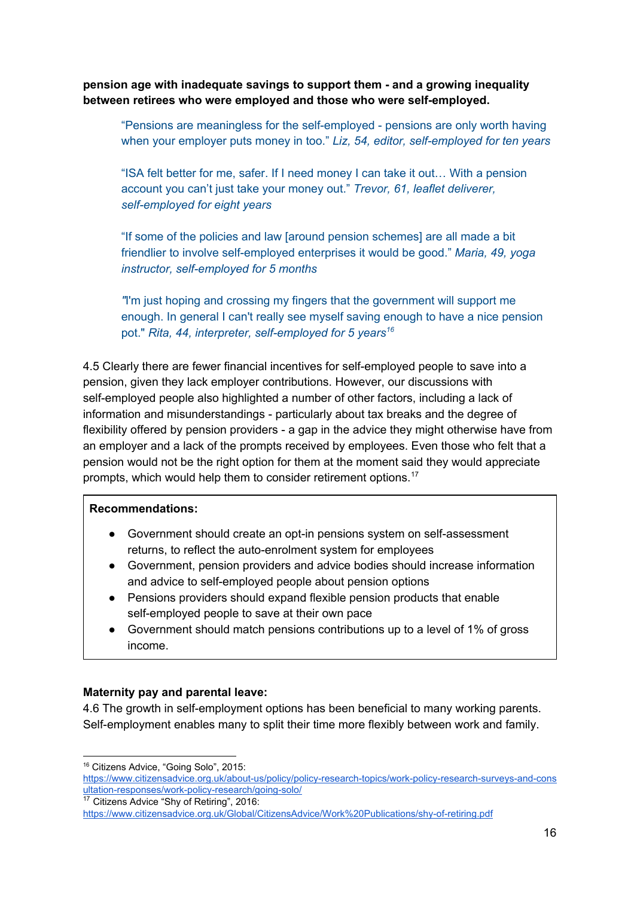**pension age with inadequate savings to support them - and a growing inequality between retirees who were employed and those who were self-employed.**

> "Pensions are meaningless for the self-employed - pensions are only worth having when your employer puts money in too." *Liz, 54, editor, self-employed for ten years*
>
> "ISA felt better for me, safer. If I need money I can take it out… With a pension account you can't just take your money out." *Trevor, 61, leaflet deliverer, self-employed for eight years*
>
> "If some of the policies and law [around pension schemes] are all made a bit friendlier to involve self-employed enterprises it would be good." *Maria, 49, yoga instructor, self-employed for 5 months*
>
> "I'm just hoping and crossing my fingers that the government will support me enough. In general I can't really see myself saving enough to have a nice pension pot." *Rita, 44, interpreter, self-employed for 5 years*[16]

4.5 Clearly there are fewer financial incentives for self-employed people to save into a pension, given they lack employer contributions. However, our discussions with self-employed people also highlighted a number of other factors, including a lack of information and misunderstandings - particularly about tax breaks and the degree of flexibility offered by pension providers - a gap in the advice they might otherwise have from an employer and a lack of the prompts received by employees. Even those who felt that a pension would not be the right option for them at the moment said they would appreciate prompts, which would help them to consider retirement options.[17]

**Recommendations:**

- Government should create an opt-in pensions system on self-assessment returns, to reflect the auto-enrolment system for employees
- Government, pension providers and advice bodies should increase information and advice to self-employed people about pension options
- Pensions providers should expand flexible pension products that enable self-employed people to save at their own pace
- Government should match pensions contributions up to a level of 1% of gross income.

**Maternity pay and parental leave:**

4.6 The growth in self-employment options has been beneficial to many working parents. Self-employment enables many to split their time more flexibly between work and family.

---

[16] Citizens Advice, "Going Solo", 2015: https://www.citizensadvice.org.uk/about-us/policy/policy-research-topics/work-policy-research-surveys-and-consultation-responses/work-policy-research/going-solo/

[17] Citizens Advice "Shy of Retiring", 2016: https://www.citizensadvice.org.uk/Global/CitizensAdvice/Work%20Publications/shy-of-retiring.pdf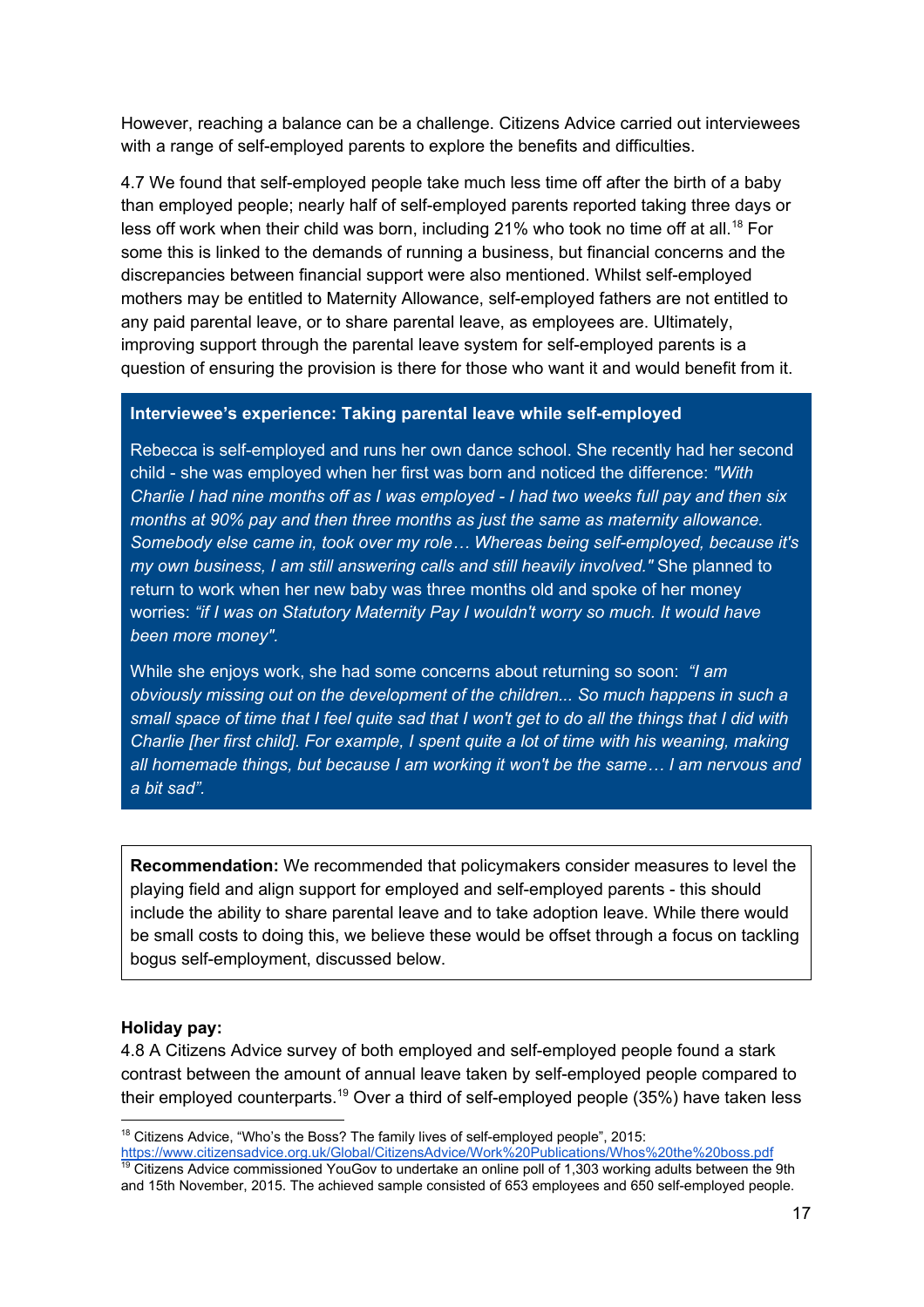However, reaching a balance can be a challenge. Citizens Advice carried out interviewees with a range of self-employed parents to explore the benefits and difficulties.

4.7 We found that self-employed people take much less time off after the birth of a baby than employed people; nearly half of self-employed parents reported taking three days or less off work when their child was born, including 21% who took no time off at all.[18] For some this is linked to the demands of running a business, but financial concerns and the discrepancies between financial support were also mentioned. Whilst self-employed mothers may be entitled to Maternity Allowance, self-employed fathers are not entitled to any paid parental leave, or to share parental leave, as employees are. Ultimately, improving support through the parental leave system for self-employed parents is a question of ensuring the provision is there for those who want it and would benefit from it.

**Interviewee's experience: Taking parental leave while self-employed**

Rebecca is self-employed and runs her own dance school. She recently had her second child - she was employed when her first was born and noticed the difference: *"With Charlie I had nine months off as I was employed - I had two weeks full pay and then six months at 90% pay and then three months as just the same as maternity allowance. Somebody else came in, took over my role… Whereas being self-employed, because it's my own business, I am still answering calls and still heavily involved."* She planned to return to work when her new baby was three months old and spoke of her money worries: *"if I was on Statutory Maternity Pay I wouldn't worry so much. It would have been more money".*

While she enjoys work, she had some concerns about returning so soon: *"I am obviously missing out on the development of the children... So much happens in such a small space of time that I feel quite sad that I won't get to do all the things that I did with Charlie [her first child]. For example, I spent quite a lot of time with his weaning, making all homemade things, but because I am working it won't be the same… I am nervous and a bit sad".*

**Recommendation:** We recommended that policymakers consider measures to level the playing field and align support for employed and self-employed parents - this should include the ability to share parental leave and to take adoption leave. While there would be small costs to doing this, we believe these would be offset through a focus on tackling bogus self-employment, discussed below.

**Holiday pay:**

4.8 A Citizens Advice survey of both employed and self-employed people found a stark contrast between the amount of annual leave taken by self-employed people compared to their employed counterparts.[19] Over a third of self-employed people (35%) have taken less

[18] Citizens Advice, "Who's the Boss? The family lives of self-employed people", 2015: https://www.citizensadvice.org.uk/Global/CitizensAdvice/Work%20Publications/Whos%20the%20boss.pdf

[19] Citizens Advice commissioned YouGov to undertake an online poll of 1,303 working adults between the 9th and 15th November, 2015. The achieved sample consisted of 653 employees and 650 self-employed people.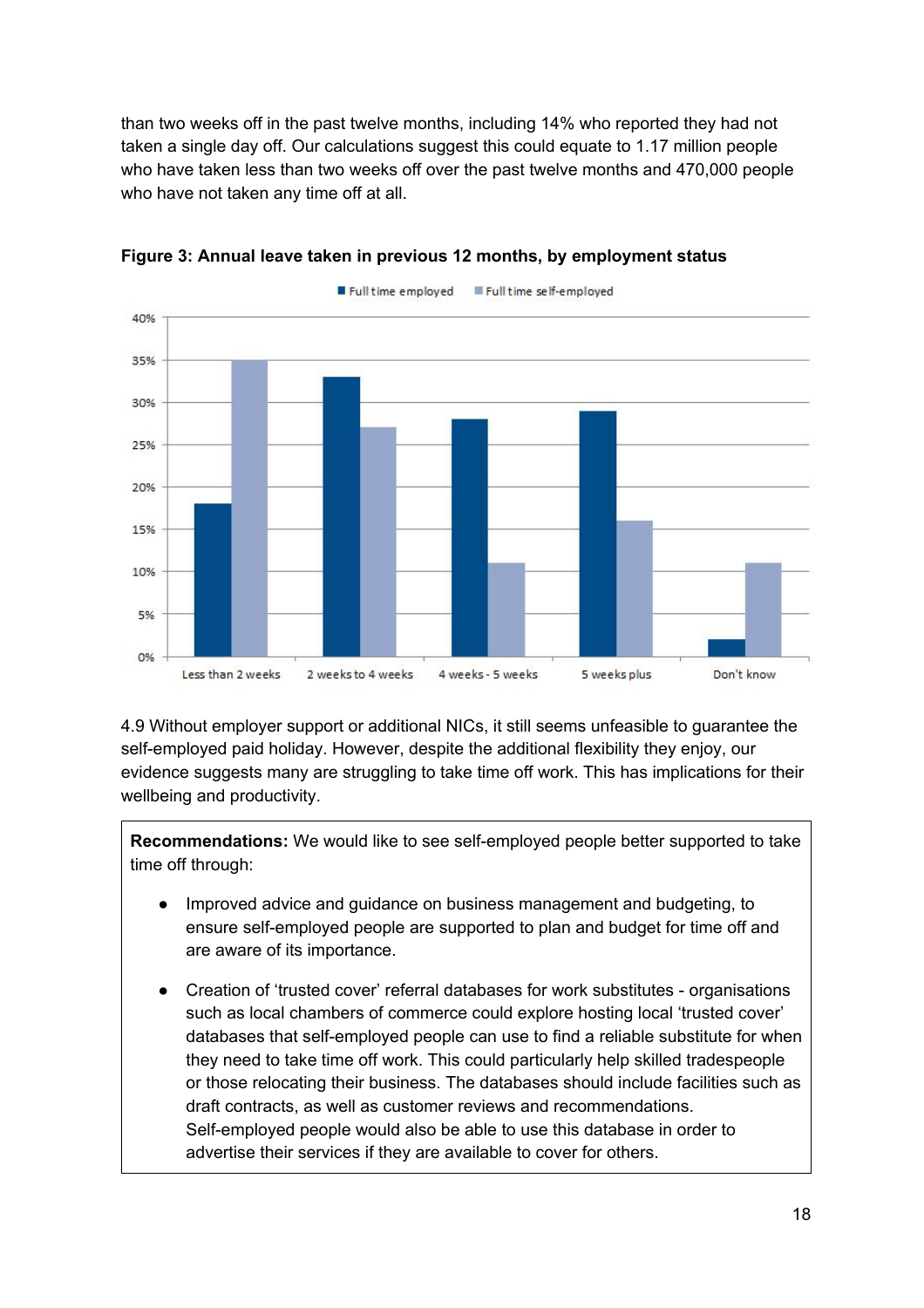than two weeks off in the past twelve months, including 14% who reported they had not taken a single day off. Our calculations suggest this could equate to 1.17 million people who have taken less than two weeks off over the past twelve months and 470,000 people who have not taken any time off at all.

**Figure 3: Annual leave taken in previous 12 months, by employment status**

4.9 Without employer support or additional NICs, it still seems unfeasible to guarantee the self-employed paid holiday. However, despite the additional flexibility they enjoy, our evidence suggests many are struggling to take time off work. This has implications for their wellbeing and productivity.

**Recommendations:** We would like to see self-employed people better supported to take time off through:

- Improved advice and guidance on business management and budgeting, to ensure self-employed people are supported to plan and budget for time off and are aware of its importance.
- Creation of 'trusted cover' referral databases for work substitutes - organisations such as local chambers of commerce could explore hosting local 'trusted cover' databases that self-employed people can use to find a reliable substitute for when they need to take time off work. This could particularly help skilled tradespeople or those relocating their business. The databases should include facilities such as draft contracts, as well as customer reviews and recommendations. Self-employed people would also be able to use this database in order to advertise their services if they are available to cover for others.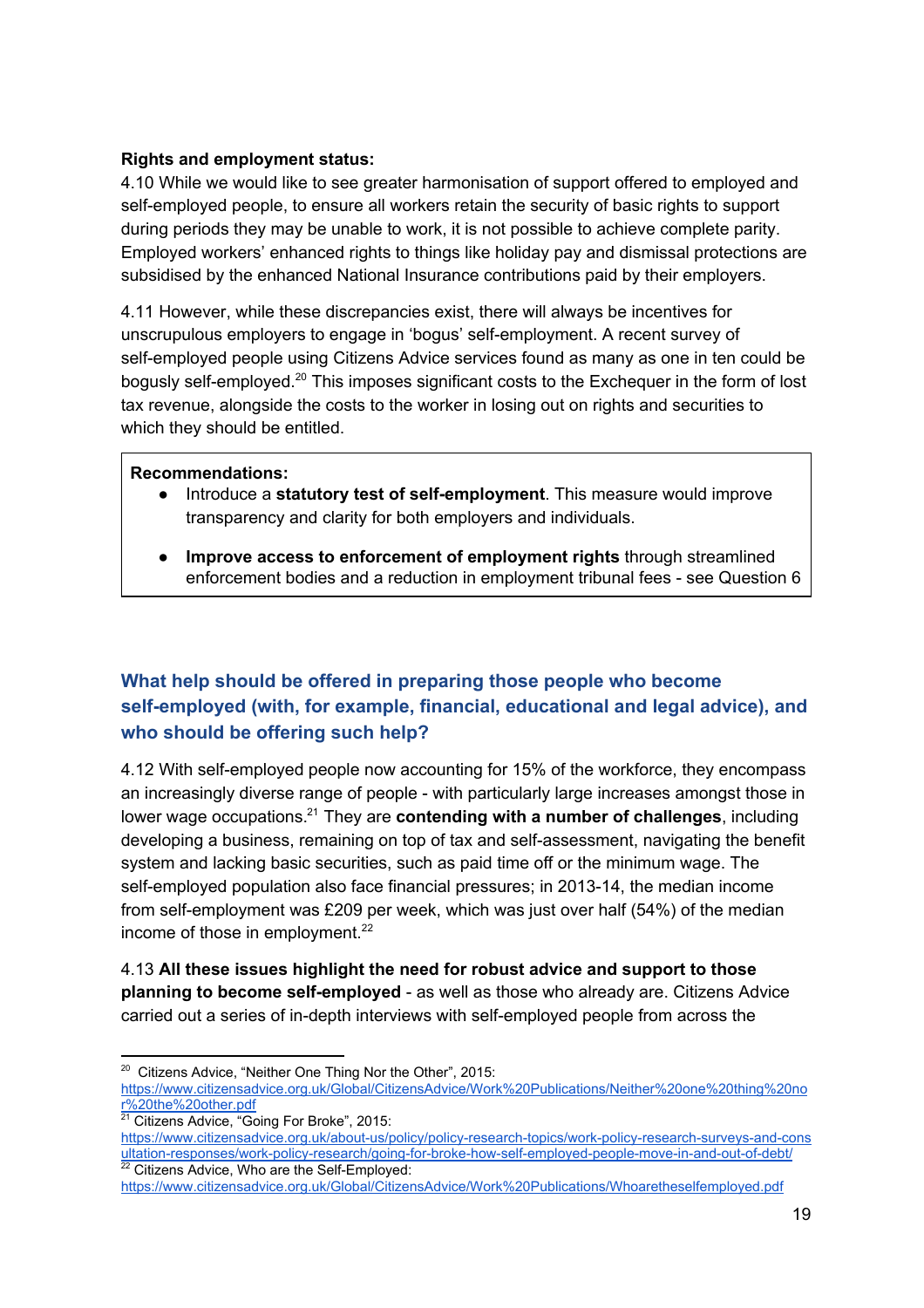**Rights and employment status:**

4.10 While we would like to see greater harmonisation of support offered to employed and self-employed people, to ensure all workers retain the security of basic rights to support during periods they may be unable to work, it is not possible to achieve complete parity. Employed workers' enhanced rights to things like holiday pay and dismissal protections are subsidised by the enhanced National Insurance contributions paid by their employers.

4.11 However, while these discrepancies exist, there will always be incentives for unscrupulous employers to engage in 'bogus' self-employment. A recent survey of self-employed people using Citizens Advice services found as many as one in ten could be bogusly self-employed.[20] This imposes significant costs to the Exchequer in the form of lost tax revenue, alongside the costs to the worker in losing out on rights and securities to which they should be entitled.

> **Recommendations:**
> - Introduce a **statutory test of self-employment**. This measure would improve transparency and clarity for both employers and individuals.
> - **Improve access to enforcement of employment rights** through streamlined enforcement bodies and a reduction in employment tribunal fees - see Question 6

## What help should be offered in preparing those people who become self-employed (with, for example, financial, educational and legal advice), and who should be offering such help?

4.12 With self-employed people now accounting for 15% of the workforce, they encompass an increasingly diverse range of people - with particularly large increases amongst those in lower wage occupations.[21] They are **contending with a number of challenges**, including developing a business, remaining on top of tax and self-assessment, navigating the benefit system and lacking basic securities, such as paid time off or the minimum wage. The self-employed population also face financial pressures; in 2013-14, the median income from self-employment was £209 per week, which was just over half (54%) of the median income of those in employment.[22]

4.13 **All these issues highlight the need for robust advice and support to those planning to become self-employed** - as well as those who already are. Citizens Advice carried out a series of in-depth interviews with self-employed people from across the

---

[20] Citizens Advice, "Neither One Thing Nor the Other", 2015: https://www.citizensadvice.org.uk/Global/CitizensAdvice/Work%20Publications/Neither%20one%20thing%20nor%20the%20other.pdf

[21] Citizens Advice, "Going For Broke", 2015: https://www.citizensadvice.org.uk/about-us/policy/policy-research-topics/work-policy-research-surveys-and-consultation-responses/work-policy-research/going-for-broke-how-self-employed-people-move-in-and-out-of-debt/

[22] Citizens Advice, Who are the Self-Employed: https://www.citizensadvice.org.uk/Global/CitizensAdvice/Work%20Publications/Whoaretheselfemployed.pdf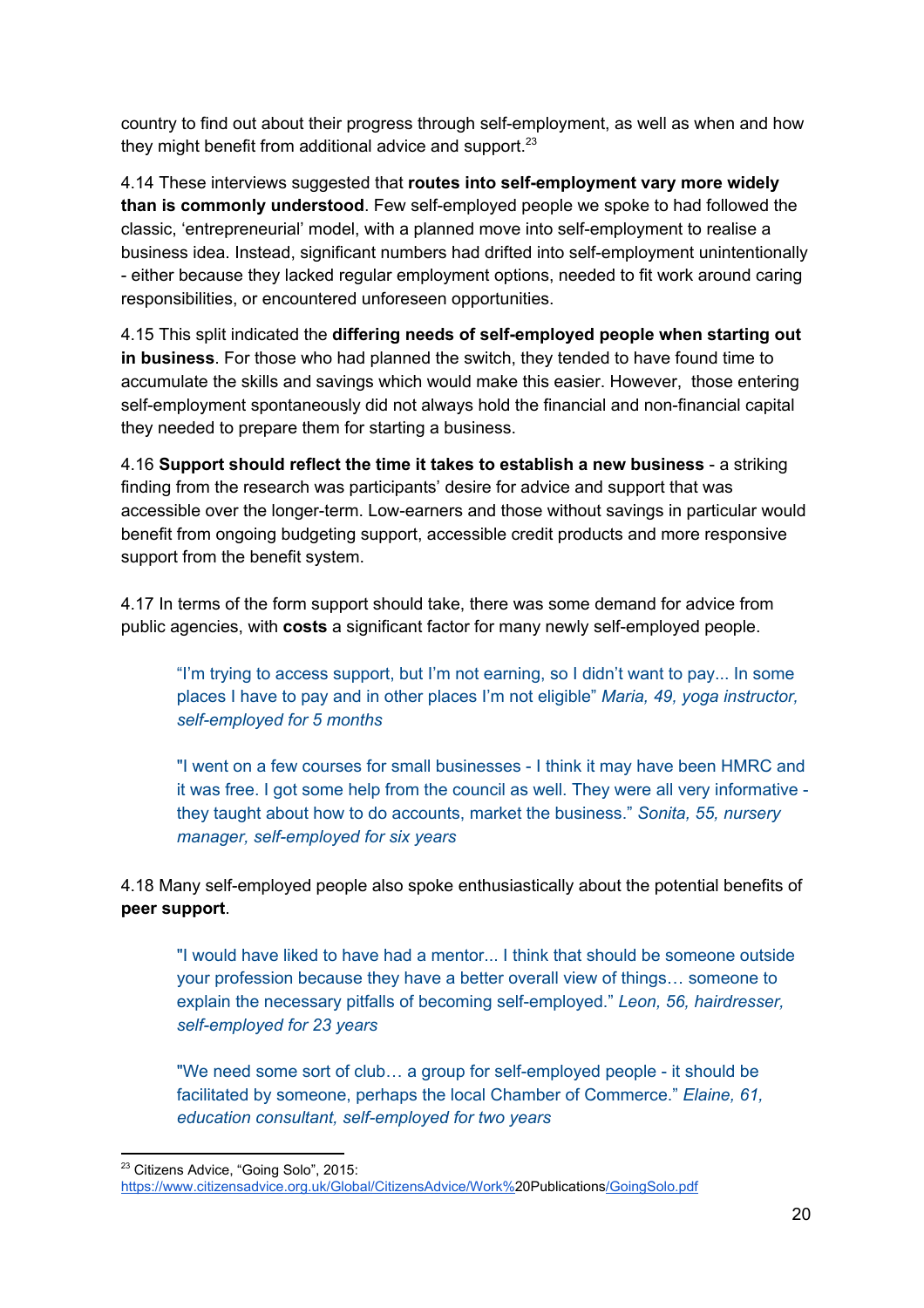country to find out about their progress through self-employment, as well as when and how they might benefit from additional advice and support.[23]

4.14 These interviews suggested that **routes into self-employment vary more widely than is commonly understood**. Few self-employed people we spoke to had followed the classic, 'entrepreneurial' model, with a planned move into self-employment to realise a business idea. Instead, significant numbers had drifted into self-employment unintentionally - either because they lacked regular employment options, needed to fit work around caring responsibilities, or encountered unforeseen opportunities.

4.15 This split indicated the **differing needs of self-employed people when starting out in business**. For those who had planned the switch, they tended to have found time to accumulate the skills and savings which would make this easier. However, those entering self-employment spontaneously did not always hold the financial and non-financial capital they needed to prepare them for starting a business.

4.16 **Support should reflect the time it takes to establish a new business** - a striking finding from the research was participants' desire for advice and support that was accessible over the longer-term. Low-earners and those without savings in particular would benefit from ongoing budgeting support, accessible credit products and more responsive support from the benefit system.

4.17 In terms of the form support should take, there was some demand for advice from public agencies, with **costs** a significant factor for many newly self-employed people.

> "I'm trying to access support, but I'm not earning, so I didn't want to pay... In some places I have to pay and in other places I'm not eligible" *Maria, 49, yoga instructor, self-employed for 5 months*

> "I went on a few courses for small businesses - I think it may have been HMRC and it was free. I got some help from the council as well. They were all very informative - they taught about how to do accounts, market the business." *Sonita, 55, nursery manager, self-employed for six years*

4.18 Many self-employed people also spoke enthusiastically about the potential benefits of **peer support**.

> "I would have liked to have had a mentor... I think that should be someone outside your profession because they have a better overall view of things… someone to explain the necessary pitfalls of becoming self-employed." *Leon, 56, hairdresser, self-employed for 23 years*

> "We need some sort of club… a group for self-employed people - it should be facilitated by someone, perhaps the local Chamber of Commerce." *Elaine, 61, education consultant, self-employed for two years*

---

[23] Citizens Advice, "Going Solo", 2015: https://www.citizensadvice.org.uk/Global/CitizensAdvice/Work%20Publications/GoingSolo.pdf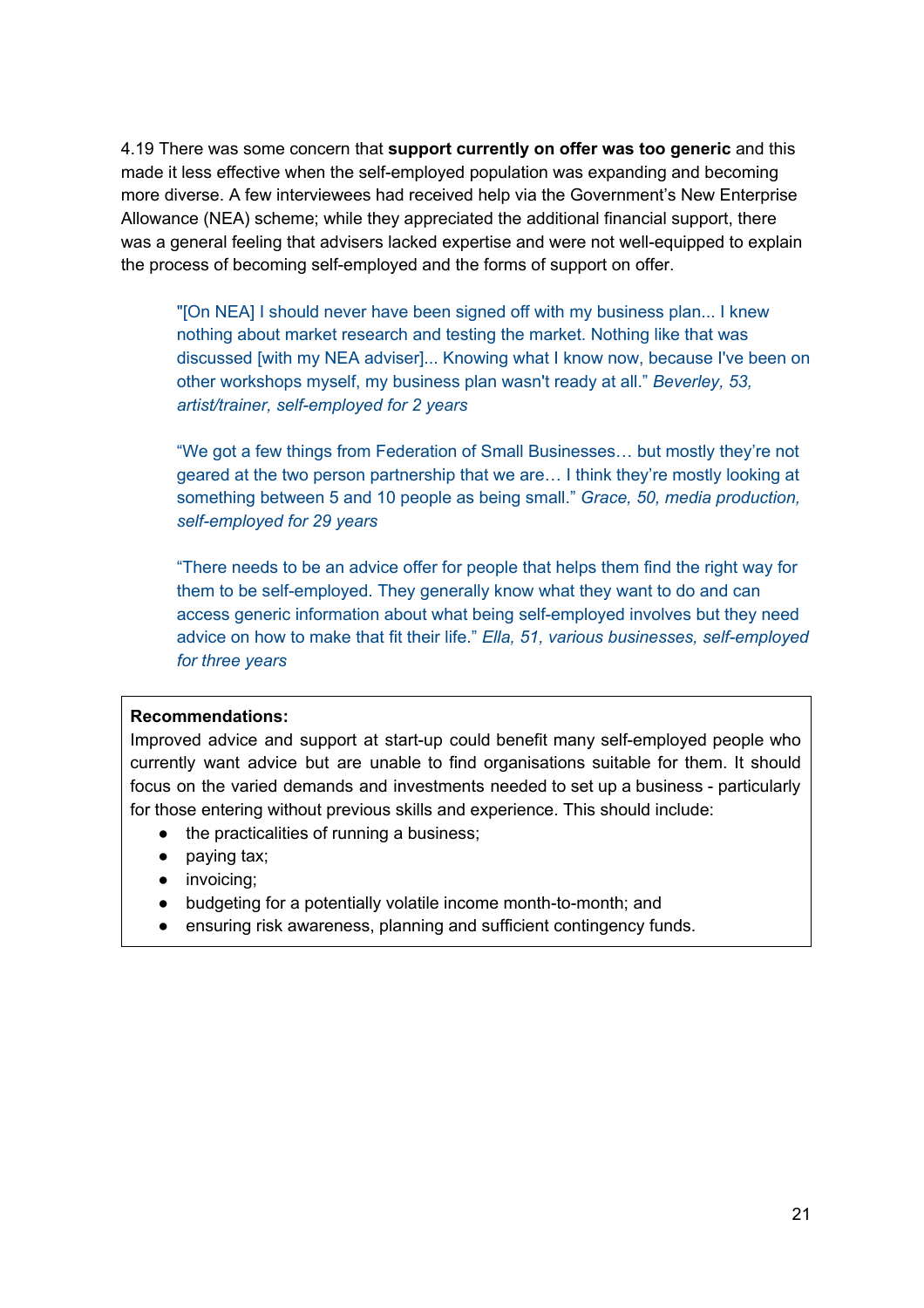4.19 There was some concern that **support currently on offer was too generic** and this made it less effective when the self-employed population was expanding and becoming more diverse. A few interviewees had received help via the Government's New Enterprise Allowance (NEA) scheme; while they appreciated the additional financial support, there was a general feeling that advisers lacked expertise and were not well-equipped to explain the process of becoming self-employed and the forms of support on offer.

> "[On NEA] I should never have been signed off with my business plan... I knew nothing about market research and testing the market. Nothing like that was discussed [with my NEA adviser]... Knowing what I know now, because I've been on other workshops myself, my business plan wasn't ready at all." *Beverley, 53, artist/trainer, self-employed for 2 years*

> "We got a few things from Federation of Small Businesses… but mostly they're not geared at the two person partnership that we are… I think they're mostly looking at something between 5 and 10 people as being small." *Grace, 50, media production, self-employed for 29 years*

> "There needs to be an advice offer for people that helps them find the right way for them to be self-employed. They generally know what they want to do and can access generic information about what being self-employed involves but they need advice on how to make that fit their life." *Ella, 51, various businesses, self-employed for three years*

**Recommendations:**
Improved advice and support at start-up could benefit many self-employed people who currently want advice but are unable to find organisations suitable for them. It should focus on the varied demands and investments needed to set up a business - particularly for those entering without previous skills and experience. This should include:

- the practicalities of running a business;
- paying tax;
- invoicing;
- budgeting for a potentially volatile income month-to-month; and
- ensuring risk awareness, planning and sufficient contingency funds.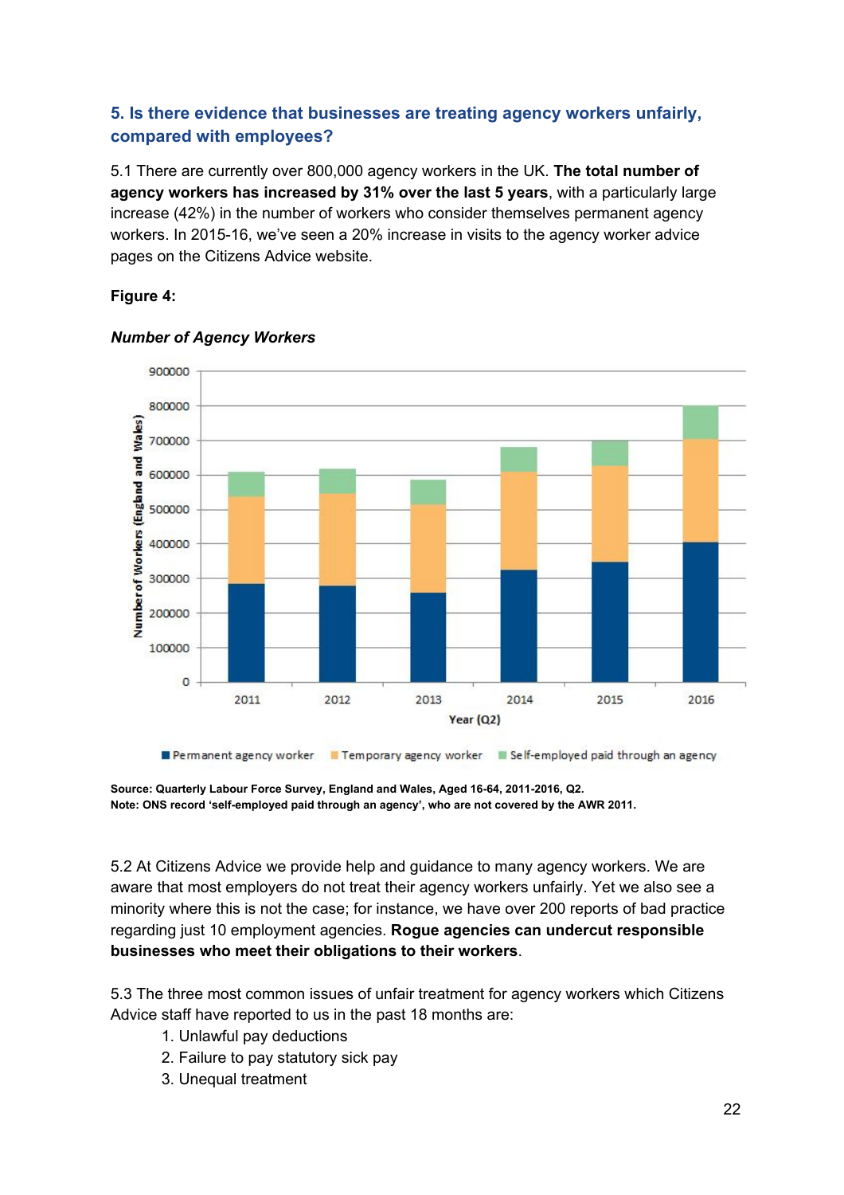### 5. Is there evidence that businesses are treating agency workers unfairly, compared with employees?

5.1 There are currently over 800,000 agency workers in the UK. **The total number of agency workers has increased by 31% over the last 5 years**, with a particularly large increase (42%) in the number of workers who consider themselves permanent agency workers. In 2015-16, we've seen a 20% increase in visits to the agency worker advice pages on the Citizens Advice website.

**Figure 4:**

***Number of Agency Workers***

**Source: Quarterly Labour Force Survey, England and Wales, Aged 16-64, 2011-2016, Q2.**
**Note: ONS record 'self-employed paid through an agency', who are not covered by the AWR 2011.**

5.2 At Citizens Advice we provide help and guidance to many agency workers. We are aware that most employers do not treat their agency workers unfairly. Yet we also see a minority where this is not the case; for instance, we have over 200 reports of bad practice regarding just 10 employment agencies. **Rogue agencies can undercut responsible businesses who meet their obligations to their workers**.

5.3 The three most common issues of unfair treatment for agency workers which Citizens Advice staff have reported to us in the past 18 months are:

1. Unlawful pay deductions
2. Failure to pay statutory sick pay
3. Unequal treatment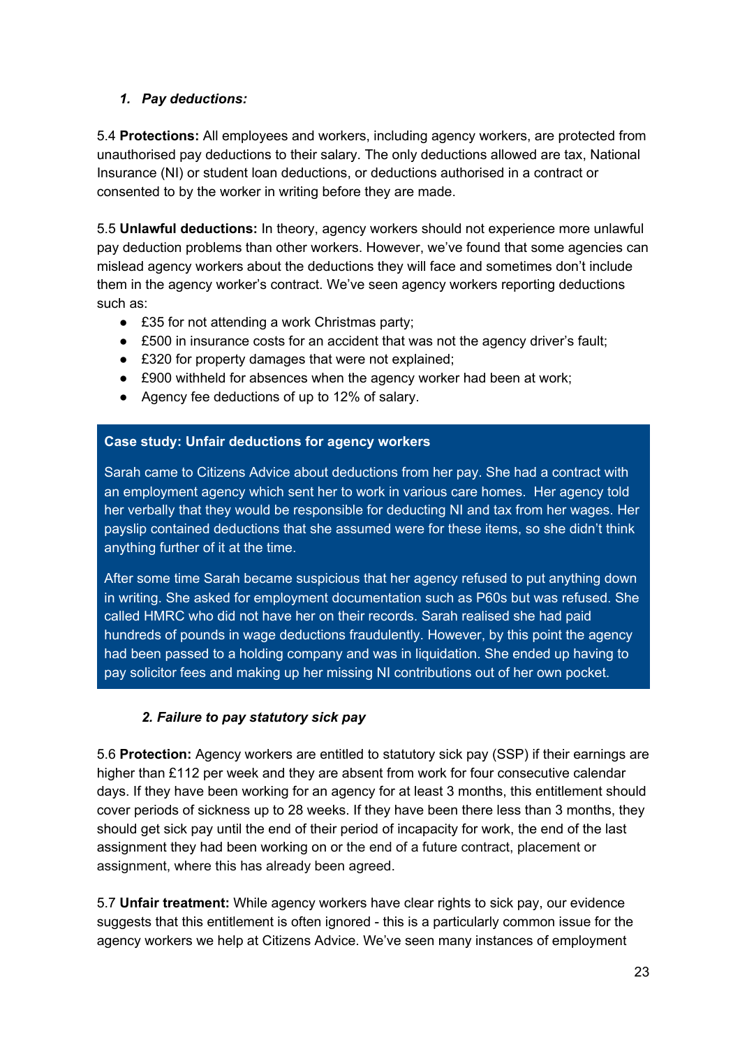### *1. Pay deductions:*

5.4 **Protections:** All employees and workers, including agency workers, are protected from unauthorised pay deductions to their salary. The only deductions allowed are tax, National Insurance (NI) or student loan deductions, or deductions authorised in a contract or consented to by the worker in writing before they are made.

5.5 **Unlawful deductions:** In theory, agency workers should not experience more unlawful pay deduction problems than other workers. However, we've found that some agencies can mislead agency workers about the deductions they will face and sometimes don't include them in the agency worker's contract. We've seen agency workers reporting deductions such as:

- £35 for not attending a work Christmas party;
- £500 in insurance costs for an accident that was not the agency driver's fault;
- £320 for property damages that were not explained;
- £900 withheld for absences when the agency worker had been at work;
- Agency fee deductions of up to 12% of salary.

> **Case study: Unfair deductions for agency workers**
>
> Sarah came to Citizens Advice about deductions from her pay. She had a contract with an employment agency which sent her to work in various care homes. Her agency told her verbally that they would be responsible for deducting NI and tax from her wages. Her payslip contained deductions that she assumed were for these items, so she didn't think anything further of it at the time.
>
> After some time Sarah became suspicious that her agency refused to put anything down in writing. She asked for employment documentation such as P60s but was refused. She called HMRC who did not have her on their records. Sarah realised she had paid hundreds of pounds in wage deductions fraudulently. However, by this point the agency had been passed to a holding company and was in liquidation. She ended up having to pay solicitor fees and making up her missing NI contributions out of her own pocket.

### *2. Failure to pay statutory sick pay*

5.6 **Protection:** Agency workers are entitled to statutory sick pay (SSP) if their earnings are higher than £112 per week and they are absent from work for four consecutive calendar days. If they have been working for an agency for at least 3 months, this entitlement should cover periods of sickness up to 28 weeks. If they have been there less than 3 months, they should get sick pay until the end of their period of incapacity for work, the end of the last assignment they had been working on or the end of a future contract, placement or assignment, where this has already been agreed.

5.7 **Unfair treatment:** While agency workers have clear rights to sick pay, our evidence suggests that this entitlement is often ignored - this is a particularly common issue for the agency workers we help at Citizens Advice. We've seen many instances of employment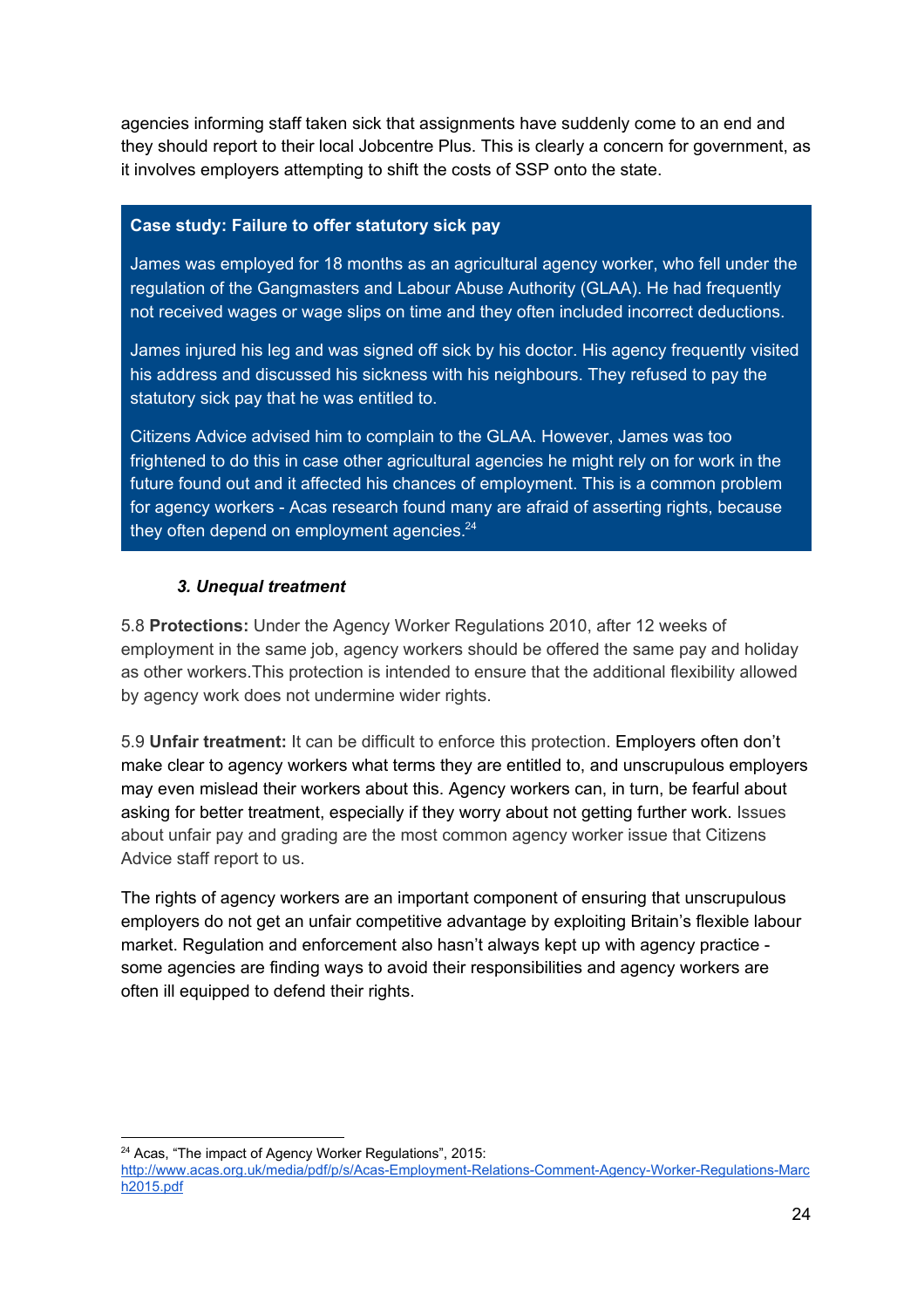agencies informing staff taken sick that assignments have suddenly come to an end and they should report to their local Jobcentre Plus. This is clearly a concern for government, as it involves employers attempting to shift the costs of SSP onto the state.

> **Case study: Failure to offer statutory sick pay**
>
> James was employed for 18 months as an agricultural agency worker, who fell under the regulation of the Gangmasters and Labour Abuse Authority (GLAA). He had frequently not received wages or wage slips on time and they often included incorrect deductions.
>
> James injured his leg and was signed off sick by his doctor. His agency frequently visited his address and discussed his sickness with his neighbours. They refused to pay the statutory sick pay that he was entitled to.
>
> Citizens Advice advised him to complain to the GLAA. However, James was too frightened to do this in case other agricultural agencies he might rely on for work in the future found out and it affected his chances of employment. This is a common problem for agency workers - Acas research found many are afraid of asserting rights, because they often depend on employment agencies.[24]

### *3. Unequal treatment*

5.8 **Protections:** Under the Agency Worker Regulations 2010, after 12 weeks of employment in the same job, agency workers should be offered the same pay and holiday as other workers.This protection is intended to ensure that the additional flexibility allowed by agency work does not undermine wider rights.

5.9 **Unfair treatment:** It can be difficult to enforce this protection. Employers often don't make clear to agency workers what terms they are entitled to, and unscrupulous employers may even mislead their workers about this. Agency workers can, in turn, be fearful about asking for better treatment, especially if they worry about not getting further work. Issues about unfair pay and grading are the most common agency worker issue that Citizens Advice staff report to us.

The rights of agency workers are an important component of ensuring that unscrupulous employers do not get an unfair competitive advantage by exploiting Britain's flexible labour market. Regulation and enforcement also hasn't always kept up with agency practice - some agencies are finding ways to avoid their responsibilities and agency workers are often ill equipped to defend their rights.

---

[24] Acas, "The impact of Agency Worker Regulations", 2015: http://www.acas.org.uk/media/pdf/p/s/Acas-Employment-Relations-Comment-Agency-Worker-Regulations-March2015.pdf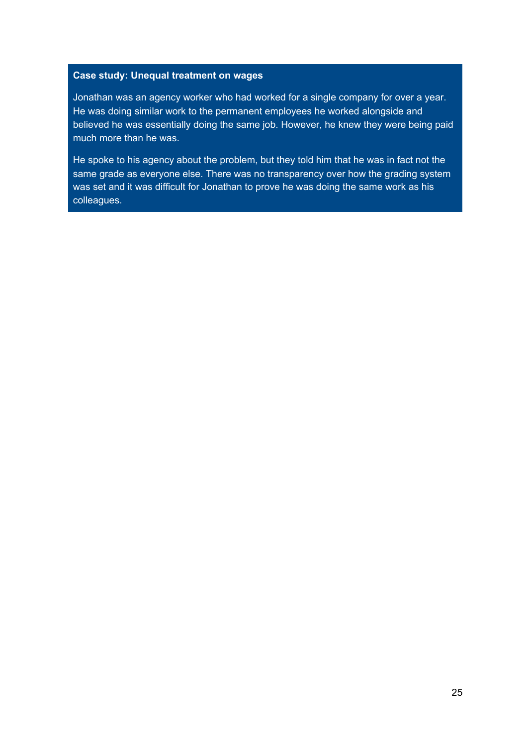**Case study: Unequal treatment on wages**

Jonathan was an agency worker who had worked for a single company for over a year. He was doing similar work to the permanent employees he worked alongside and believed he was essentially doing the same job. However, he knew they were being paid much more than he was.

He spoke to his agency about the problem, but they told him that he was in fact not the same grade as everyone else. There was no transparency over how the grading system was set and it was difficult for Jonathan to prove he was doing the same work as his colleagues.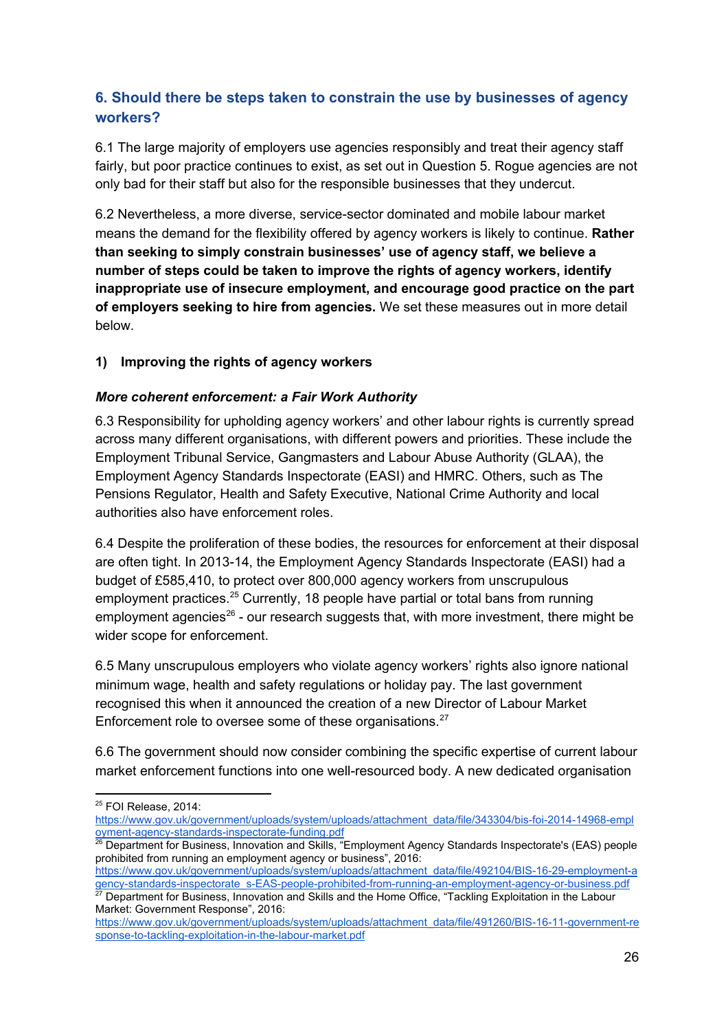## 6. Should there be steps taken to constrain the use by businesses of agency workers?

6.1 The large majority of employers use agencies responsibly and treat their agency staff fairly, but poor practice continues to exist, as set out in Question 5. Rogue agencies are not only bad for their staff but also for the responsible businesses that they undercut.

6.2 Nevertheless, a more diverse, service-sector dominated and mobile labour market means the demand for the flexibility offered by agency workers is likely to continue. **Rather than seeking to simply constrain businesses' use of agency staff, we believe a number of steps could be taken to improve the rights of agency workers, identify inappropriate use of insecure employment, and encourage good practice on the part of employers seeking to hire from agencies.** We set these measures out in more detail below.

### 1) Improving the rights of agency workers

***More coherent enforcement: a Fair Work Authority***

6.3 Responsibility for upholding agency workers' and other labour rights is currently spread across many different organisations, with different powers and priorities. These include the Employment Tribunal Service, Gangmasters and Labour Abuse Authority (GLAA), the Employment Agency Standards Inspectorate (EASI) and HMRC. Others, such as The Pensions Regulator, Health and Safety Executive, National Crime Authority and local authorities also have enforcement roles.

6.4 Despite the proliferation of these bodies, the resources for enforcement at their disposal are often tight. In 2013-14, the Employment Agency Standards Inspectorate (EASI) had a budget of £585,410, to protect over 800,000 agency workers from unscrupulous employment practices.[25] Currently, 18 people have partial or total bans from running employment agencies[26] - our research suggests that, with more investment, there might be wider scope for enforcement.

6.5 Many unscrupulous employers who violate agency workers' rights also ignore national minimum wage, health and safety regulations or holiday pay. The last government recognised this when it announced the creation of a new Director of Labour Market Enforcement role to oversee some of these organisations.[27]

6.6 The government should now consider combining the specific expertise of current labour market enforcement functions into one well-resourced body. A new dedicated organisation

---

[25] FOI Release, 2014: https://www.gov.uk/government/uploads/system/uploads/attachment_data/file/343304/bis-foi-2014-14968-employment-agency-standards-inspectorate-funding.pdf

[26] Department for Business, Innovation and Skills, "Employment Agency Standards Inspectorate's (EAS) people prohibited from running an employment agency or business", 2016: https://www.gov.uk/government/uploads/system/uploads/attachment_data/file/492104/BIS-16-29-employment-agency-standards-inspectorate_s-EAS-people-prohibited-from-running-an-employment-agency-or-business.pdf

[27] Department for Business, Innovation and Skills and the Home Office, "Tackling Exploitation in the Labour Market: Government Response", 2016: https://www.gov.uk/government/uploads/system/uploads/attachment_data/file/491260/BIS-16-11-government-response-to-tackling-exploitation-in-the-labour-market.pdf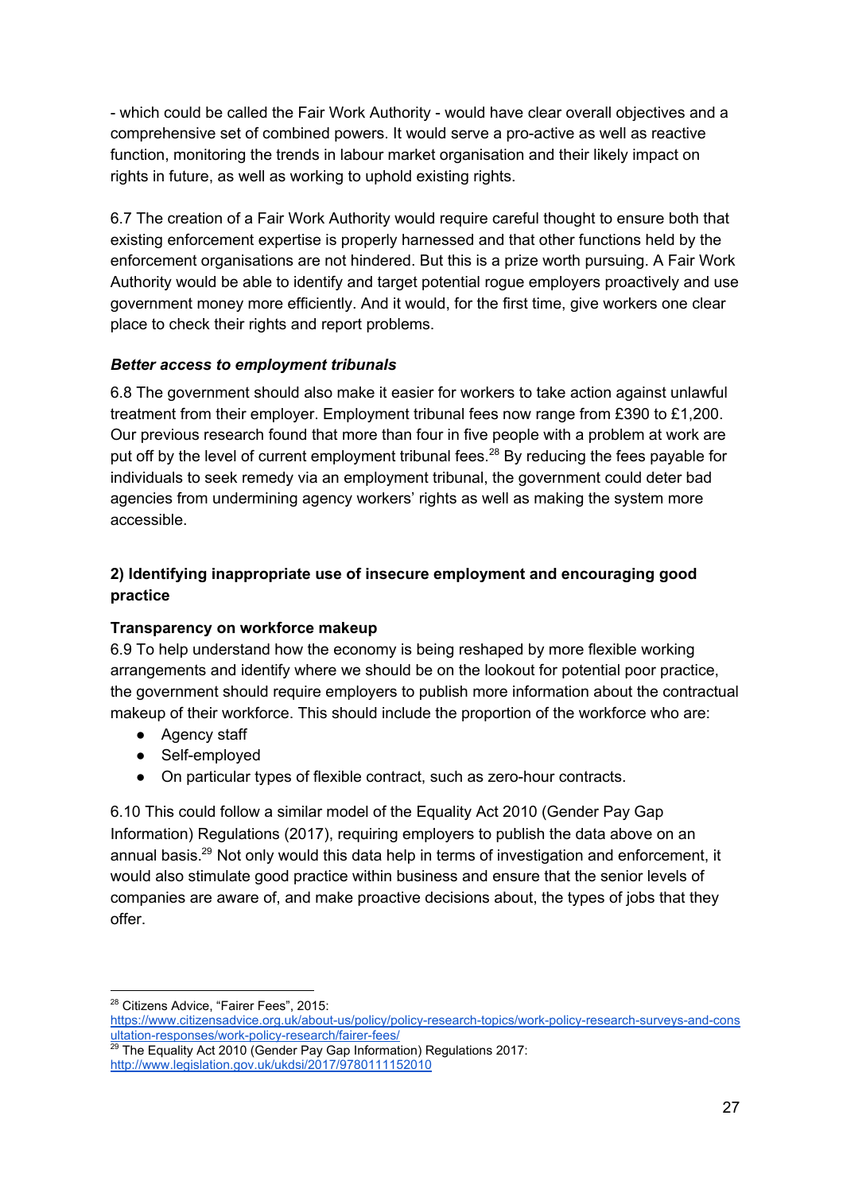- which could be called the Fair Work Authority - would have clear overall objectives and a comprehensive set of combined powers. It would serve a pro-active as well as reactive function, monitoring the trends in labour market organisation and their likely impact on rights in future, as well as working to uphold existing rights.

6.7 The creation of a Fair Work Authority would require careful thought to ensure both that existing enforcement expertise is properly harnessed and that other functions held by the enforcement organisations are not hindered. But this is a prize worth pursuing. A Fair Work Authority would be able to identify and target potential rogue employers proactively and use government money more efficiently. And it would, for the first time, give workers one clear place to check their rights and report problems.

***Better access to employment tribunals***

6.8 The government should also make it easier for workers to take action against unlawful treatment from their employer. Employment tribunal fees now range from £390 to £1,200. Our previous research found that more than four in five people with a problem at work are put off by the level of current employment tribunal fees.[28] By reducing the fees payable for individuals to seek remedy via an employment tribunal, the government could deter bad agencies from undermining agency workers' rights as well as making the system more accessible.

### 2) Identifying inappropriate use of insecure employment and encouraging good practice

**Transparency on workforce makeup**

6.9 To help understand how the economy is being reshaped by more flexible working arrangements and identify where we should be on the lookout for potential poor practice, the government should require employers to publish more information about the contractual makeup of their workforce. This should include the proportion of the workforce who are:

- Agency staff
- Self-employed
- On particular types of flexible contract, such as zero-hour contracts.

6.10 This could follow a similar model of the Equality Act 2010 (Gender Pay Gap Information) Regulations (2017), requiring employers to publish the data above on an annual basis.[29] Not only would this data help in terms of investigation and enforcement, it would also stimulate good practice within business and ensure that the senior levels of companies are aware of, and make proactive decisions about, the types of jobs that they offer.

---

[28] Citizens Advice, "Fairer Fees", 2015: https://www.citizensadvice.org.uk/about-us/policy/policy-research-topics/work-policy-research-surveys-and-consultation-responses/work-policy-research/fairer-fees/

[29] The Equality Act 2010 (Gender Pay Gap Information) Regulations 2017: http://www.legislation.gov.uk/ukdsi/2017/9780111152010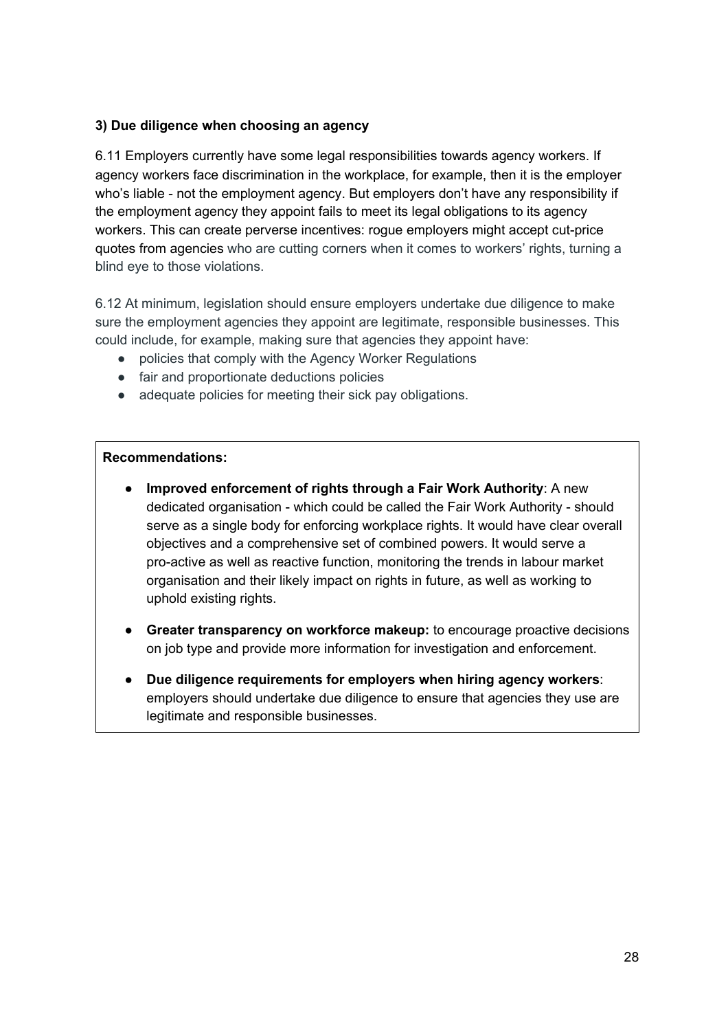### 3) Due diligence when choosing an agency

6.11 Employers currently have some legal responsibilities towards agency workers. If agency workers face discrimination in the workplace, for example, then it is the employer who's liable - not the employment agency. But employers don't have any responsibility if the employment agency they appoint fails to meet its legal obligations to its agency workers. This can create perverse incentives: rogue employers might accept cut-price quotes from agencies who are cutting corners when it comes to workers' rights, turning a blind eye to those violations.

6.12 At minimum, legislation should ensure employers undertake due diligence to make sure the employment agencies they appoint are legitimate, responsible businesses. This could include, for example, making sure that agencies they appoint have:

- policies that comply with the Agency Worker Regulations
- fair and proportionate deductions policies
- adequate policies for meeting their sick pay obligations.

**Recommendations:**

- **Improved enforcement of rights through a Fair Work Authority**: A new dedicated organisation - which could be called the Fair Work Authority - should serve as a single body for enforcing workplace rights. It would have clear overall objectives and a comprehensive set of combined powers. It would serve a pro-active as well as reactive function, monitoring the trends in labour market organisation and their likely impact on rights in future, as well as working to uphold existing rights.
- **Greater transparency on workforce makeup:** to encourage proactive decisions on job type and provide more information for investigation and enforcement.
- **Due diligence requirements for employers when hiring agency workers**: employers should undertake due diligence to ensure that agencies they use are legitimate and responsible businesses.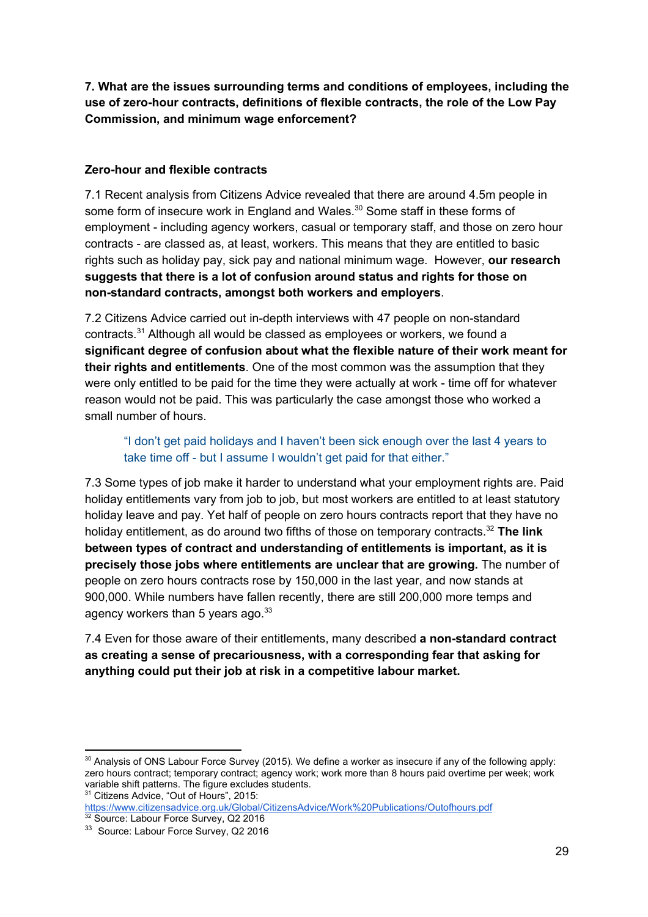**7. What are the issues surrounding terms and conditions of employees, including the use of zero-hour contracts, definitions of flexible contracts, the role of the Low Pay Commission, and minimum wage enforcement?**

**Zero-hour and flexible contracts**

7.1 Recent analysis from Citizens Advice revealed that there are around 4.5m people in some form of insecure work in England and Wales.[30] Some staff in these forms of employment - including agency workers, casual or temporary staff, and those on zero hour contracts - are classed as, at least, workers. This means that they are entitled to basic rights such as holiday pay, sick pay and national minimum wage. However, **our research suggests that there is a lot of confusion around status and rights for those on non-standard contracts, amongst both workers and employers**.

7.2 Citizens Advice carried out in-depth interviews with 47 people on non-standard contracts.[31] Although all would be classed as employees or workers, we found a **significant degree of confusion about what the flexible nature of their work meant for their rights and entitlements**. One of the most common was the assumption that they were only entitled to be paid for the time they were actually at work - time off for whatever reason would not be paid. This was particularly the case amongst those who worked a small number of hours.

> "I don't get paid holidays and I haven't been sick enough over the last 4 years to take time off - but I assume I wouldn't get paid for that either."

7.3 Some types of job make it harder to understand what your employment rights are. Paid holiday entitlements vary from job to job, but most workers are entitled to at least statutory holiday leave and pay. Yet half of people on zero hours contracts report that they have no holiday entitlement, as do around two fifths of those on temporary contracts.[32] **The link between types of contract and understanding of entitlements is important, as it is precisely those jobs where entitlements are unclear that are growing.** The number of people on zero hours contracts rose by 150,000 in the last year, and now stands at 900,000. While numbers have fallen recently, there are still 200,000 more temps and agency workers than 5 years ago.[33]

7.4 Even for those aware of their entitlements, many described **a non-standard contract as creating a sense of precariousness, with a corresponding fear that asking for anything could put their job at risk in a competitive labour market.**

---

[30] Analysis of ONS Labour Force Survey (2015). We define a worker as insecure if any of the following apply: zero hours contract; temporary contract; agency work; work more than 8 hours paid overtime per week; work variable shift patterns. The figure excludes students.

[31] Citizens Advice, "Out of Hours", 2015: https://www.citizensadvice.org.uk/Global/CitizensAdvice/Work%20Publications/Outofhours.pdf

[32] Source: Labour Force Survey, Q2 2016

[33] Source: Labour Force Survey, Q2 2016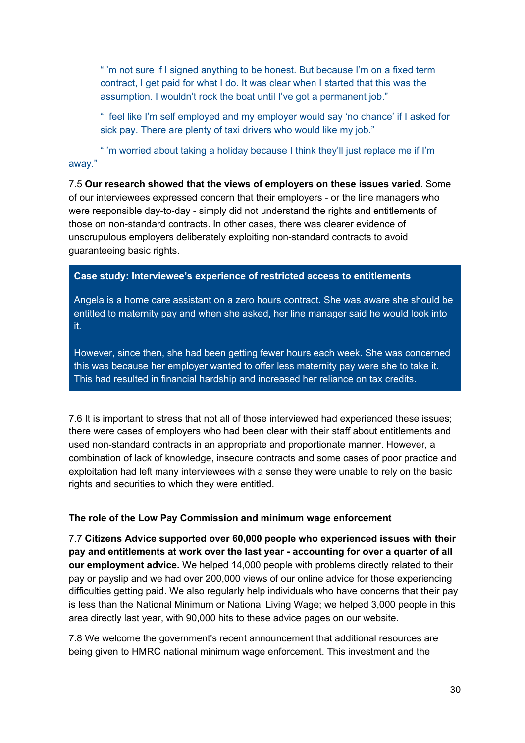> "I'm not sure if I signed anything to be honest. But because I'm on a fixed term contract, I get paid for what I do. It was clear when I started that this was the assumption. I wouldn't rock the boat until I've got a permanent job."

> "I feel like I'm self employed and my employer would say 'no chance' if I asked for sick pay. There are plenty of taxi drivers who would like my job."

> "I'm worried about taking a holiday because I think they'll just replace me if I'm away."

7.5 **Our research showed that the views of employers on these issues varied**. Some of our interviewees expressed concern that their employers - or the line managers who were responsible day-to-day - simply did not understand the rights and entitlements of those on non-standard contracts. In other cases, there was clearer evidence of unscrupulous employers deliberately exploiting non-standard contracts to avoid guaranteeing basic rights.

**Case study: Interviewee's experience of restricted access to entitlements**

Angela is a home care assistant on a zero hours contract. She was aware she should be entitled to maternity pay and when she asked, her line manager said he would look into it.

However, since then, she had been getting fewer hours each week. She was concerned this was because her employer wanted to offer less maternity pay were she to take it. This had resulted in financial hardship and increased her reliance on tax credits.

7.6 It is important to stress that not all of those interviewed had experienced these issues; there were cases of employers who had been clear with their staff about entitlements and used non-standard contracts in an appropriate and proportionate manner. However, a combination of lack of knowledge, insecure contracts and some cases of poor practice and exploitation had left many interviewees with a sense they were unable to rely on the basic rights and securities to which they were entitled.

### The role of the Low Pay Commission and minimum wage enforcement

7.7 **Citizens Advice supported over 60,000 people who experienced issues with their pay and entitlements at work over the last year - accounting for over a quarter of all our employment advice.** We helped 14,000 people with problems directly related to their pay or payslip and we had over 200,000 views of our online advice for those experiencing difficulties getting paid. We also regularly help individuals who have concerns that their pay is less than the National Minimum or National Living Wage; we helped 3,000 people in this area directly last year, with 90,000 hits to these advice pages on our website.

7.8 We welcome the government's recent announcement that additional resources are being given to HMRC national minimum wage enforcement. This investment and the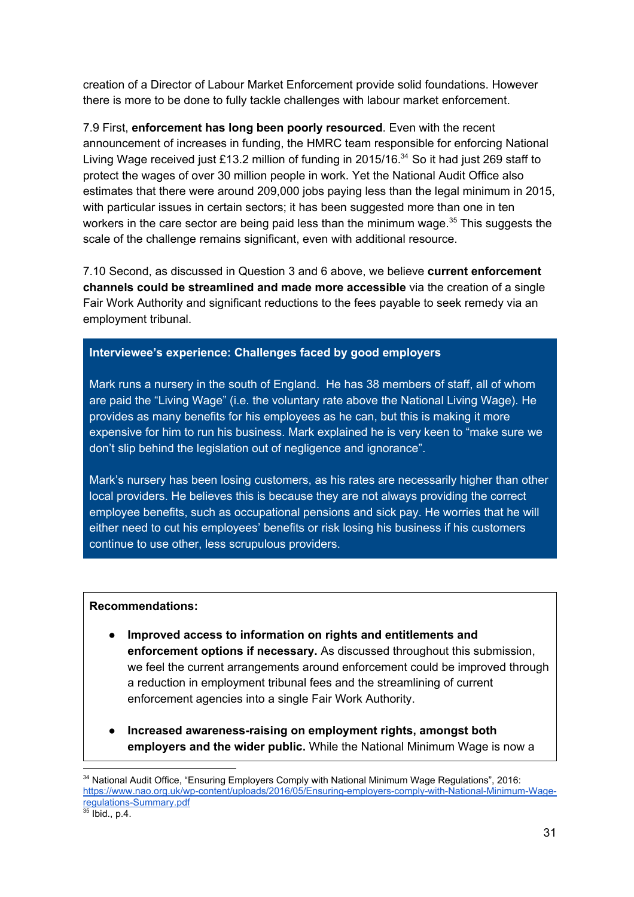creation of a Director of Labour Market Enforcement provide solid foundations. However there is more to be done to fully tackle challenges with labour market enforcement.

7.9 First, **enforcement has long been poorly resourced**. Even with the recent announcement of increases in funding, the HMRC team responsible for enforcing National Living Wage received just £13.2 million of funding in 2015/16.[34] So it had just 269 staff to protect the wages of over 30 million people in work. Yet the National Audit Office also estimates that there were around 209,000 jobs paying less than the legal minimum in 2015, with particular issues in certain sectors; it has been suggested more than one in ten workers in the care sector are being paid less than the minimum wage.[35] This suggests the scale of the challenge remains significant, even with additional resource.

7.10 Second, as discussed in Question 3 and 6 above, we believe **current enforcement channels could be streamlined and made more accessible** via the creation of a single Fair Work Authority and significant reductions to the fees payable to seek remedy via an employment tribunal.

> **Interviewee's experience: Challenges faced by good employers**
>
> Mark runs a nursery in the south of England. He has 38 members of staff, all of whom are paid the "Living Wage" (i.e. the voluntary rate above the National Living Wage). He provides as many benefits for his employees as he can, but this is making it more expensive for him to run his business. Mark explained he is very keen to "make sure we don't slip behind the legislation out of negligence and ignorance".
>
> Mark's nursery has been losing customers, as his rates are necessarily higher than other local providers. He believes this is because they are not always providing the correct employee benefits, such as occupational pensions and sick pay. He worries that he will either need to cut his employees' benefits or risk losing his business if his customers continue to use other, less scrupulous providers.

**Recommendations:**

- **Improved access to information on rights and entitlements and enforcement options if necessary.** As discussed throughout this submission, we feel the current arrangements around enforcement could be improved through a reduction in employment tribunal fees and the streamlining of current enforcement agencies into a single Fair Work Authority.

- **Increased awareness-raising on employment rights, amongst both employers and the wider public.** While the National Minimum Wage is now a

---

[34] National Audit Office, "Ensuring Employers Comply with National Minimum Wage Regulations", 2016: https://www.nao.org.uk/wp-content/uploads/2016/05/Ensuring-employers-comply-with-National-Minimum-Wage-regulations-Summary.pdf

[35] Ibid., p.4.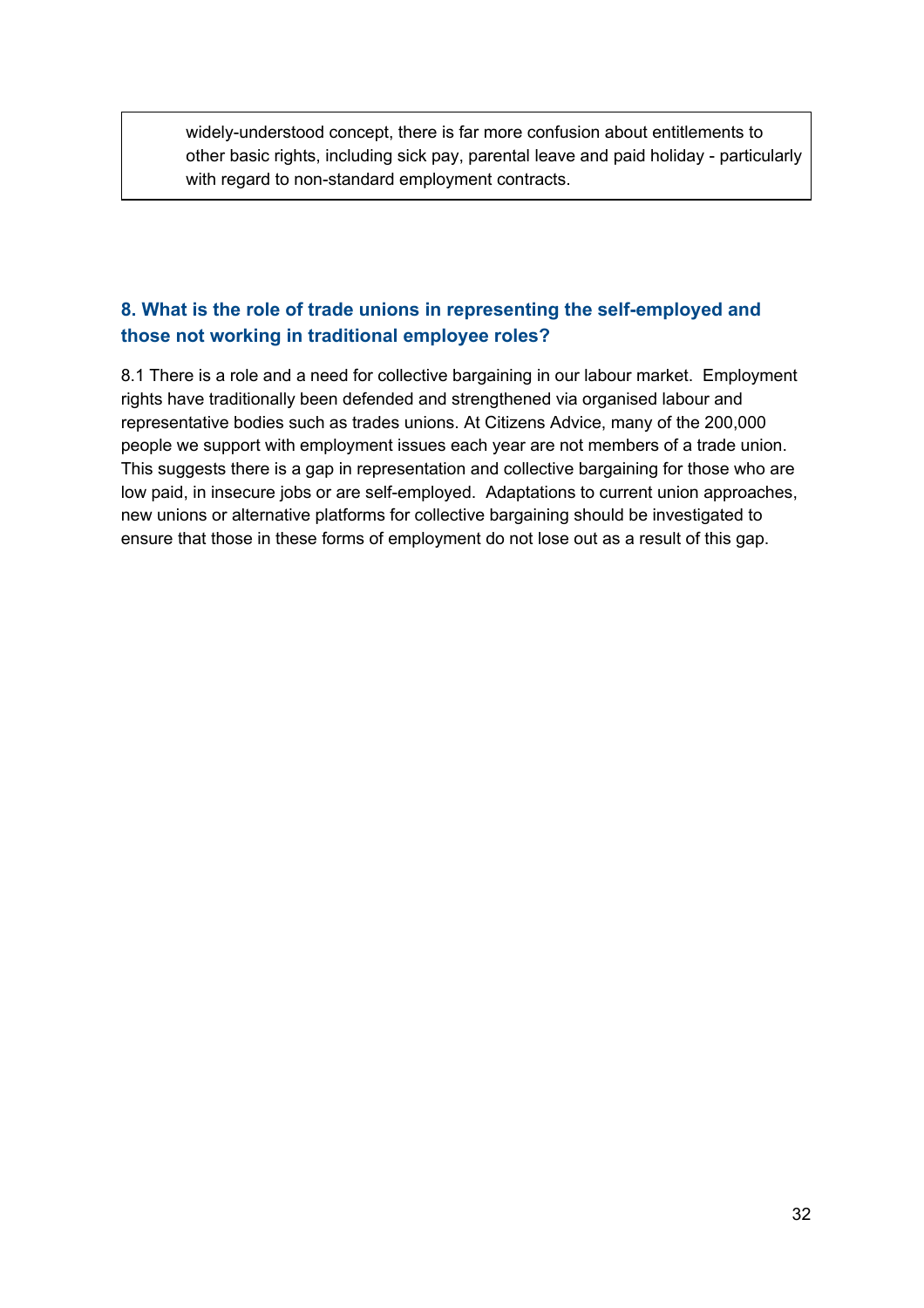widely-understood concept, there is far more confusion about entitlements to other basic rights, including sick pay, parental leave and paid holiday - particularly with regard to non-standard employment contracts.

### 8. What is the role of trade unions in representing the self-employed and those not working in traditional employee roles?

8.1 There is a role and a need for collective bargaining in our labour market. Employment rights have traditionally been defended and strengthened via organised labour and representative bodies such as trades unions. At Citizens Advice, many of the 200,000 people we support with employment issues each year are not members of a trade union. This suggests there is a gap in representation and collective bargaining for those who are low paid, in insecure jobs or are self-employed. Adaptations to current union approaches, new unions or alternative platforms for collective bargaining should be investigated to ensure that those in these forms of employment do not lose out as a result of this gap.